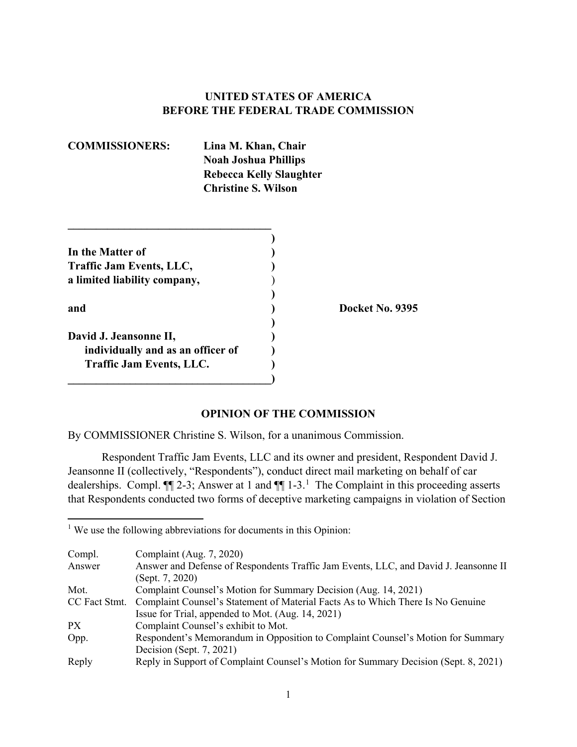**UNITED STATES OF AMERICA**
**BEFORE THE FEDERAL TRADE COMMISSION**

**COMMISSIONERS:** **Lina M. Khan, Chair**
**Noah Joshua Phillips**
**Rebecca Kelly Slaughter**
**Christine S. Wilson**

| | |
|---|---|
| **In the Matter of** | |
| **Traffic Jam Events, LLC,** | |
| **a limited liability company,** | |
| | |
| **and** | **Docket No. 9395** |
| | |
| **David J. Jeansonne II,** | |
| **individually and as an officer of** | |
| **Traffic Jam Events, LLC.** | |

**OPINION OF THE COMMISSION**

By COMMISSIONER Christine S. Wilson, for a unanimous Commission.

Respondent Traffic Jam Events, LLC and its owner and president, Respondent David J. Jeansonne II (collectively, "Respondents"), conduct direct mail marketing on behalf of car dealerships. Compl. ¶¶ 2-3; Answer at 1 and ¶¶ 1-3.[1] The Complaint in this proceeding asserts that Respondents conducted two forms of deceptive marketing campaigns in violation of Section

---

[1] We use the following abbreviations for documents in this Opinion:

| | |
|---|---|
| Compl. | Complaint (Aug. 7, 2020) |
| Answer | Answer and Defense of Respondents Traffic Jam Events, LLC, and David J. Jeansonne II (Sept. 7, 2020) |
| Mot. | Complaint Counsel's Motion for Summary Decision (Aug. 14, 2021) |
| CC Fact Stmt. | Complaint Counsel's Statement of Material Facts As to Which There Is No Genuine Issue for Trial, appended to Mot. (Aug. 14, 2021) |
| PX | Complaint Counsel's exhibit to Mot. |
| Opp. | Respondent's Memorandum in Opposition to Complaint Counsel's Motion for Summary Decision (Sept. 7, 2021) |
| Reply | Reply in Support of Complaint Counsel's Motion for Summary Decision (Sept. 8, 2021) |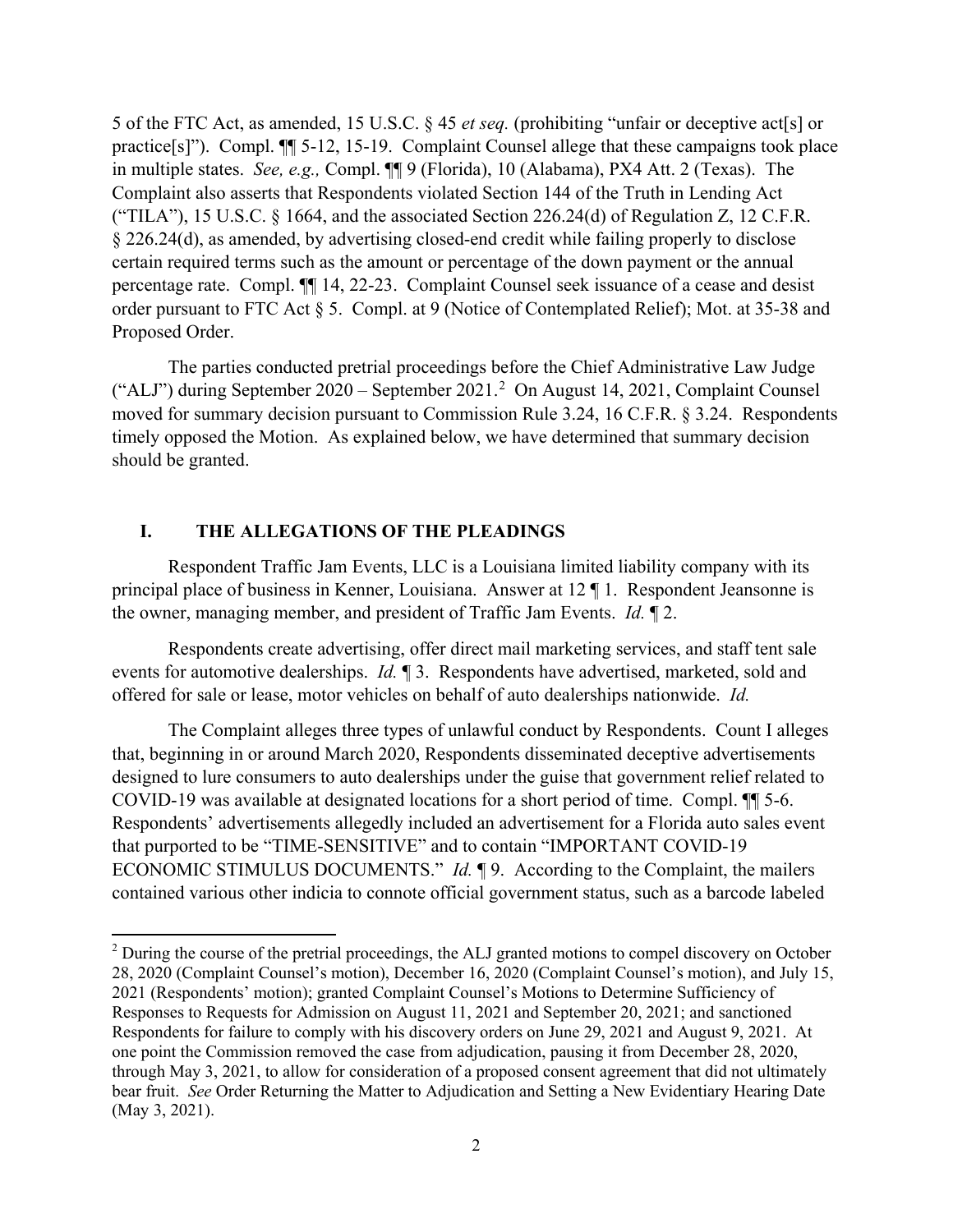5 of the FTC Act, as amended, 15 U.S.C. § 45 *et seq.* (prohibiting "unfair or deceptive act[s] or practice[s]"). Compl. ¶¶ 5-12, 15-19. Complaint Counsel allege that these campaigns took place in multiple states. *See, e.g.,* Compl. ¶¶ 9 (Florida), 10 (Alabama), PX4 Att. 2 (Texas). The Complaint also asserts that Respondents violated Section 144 of the Truth in Lending Act ("TILA"), 15 U.S.C. § 1664, and the associated Section 226.24(d) of Regulation Z, 12 C.F.R. § 226.24(d), as amended, by advertising closed-end credit while failing properly to disclose certain required terms such as the amount or percentage of the down payment or the annual percentage rate. Compl. ¶¶ 14, 22-23. Complaint Counsel seek issuance of a cease and desist order pursuant to FTC Act § 5. Compl. at 9 (Notice of Contemplated Relief); Mot. at 35-38 and Proposed Order.

The parties conducted pretrial proceedings before the Chief Administrative Law Judge ("ALJ") during September 2020 – September 2021.[2] On August 14, 2021, Complaint Counsel moved for summary decision pursuant to Commission Rule 3.24, 16 C.F.R. § 3.24. Respondents timely opposed the Motion. As explained below, we have determined that summary decision should be granted.

## I. THE ALLEGATIONS OF THE PLEADINGS

Respondent Traffic Jam Events, LLC is a Louisiana limited liability company with its principal place of business in Kenner, Louisiana. Answer at 12 ¶ 1. Respondent Jeansonne is the owner, managing member, and president of Traffic Jam Events. *Id.* ¶ 2.

Respondents create advertising, offer direct mail marketing services, and staff tent sale events for automotive dealerships. *Id.* ¶ 3. Respondents have advertised, marketed, sold and offered for sale or lease, motor vehicles on behalf of auto dealerships nationwide. *Id.*

The Complaint alleges three types of unlawful conduct by Respondents. Count I alleges that, beginning in or around March 2020, Respondents disseminated deceptive advertisements designed to lure consumers to auto dealerships under the guise that government relief related to COVID-19 was available at designated locations for a short period of time. Compl. ¶¶ 5-6. Respondents' advertisements allegedly included an advertisement for a Florida auto sales event that purported to be "TIME-SENSITIVE" and to contain "IMPORTANT COVID-19 ECONOMIC STIMULUS DOCUMENTS." *Id.* ¶ 9. According to the Complaint, the mailers contained various other indicia to connote official government status, such as a barcode labeled

[2] During the course of the pretrial proceedings, the ALJ granted motions to compel discovery on October 28, 2020 (Complaint Counsel's motion), December 16, 2020 (Complaint Counsel's motion), and July 15, 2021 (Respondents' motion); granted Complaint Counsel's Motions to Determine Sufficiency of Responses to Requests for Admission on August 11, 2021 and September 20, 2021; and sanctioned Respondents for failure to comply with his discovery orders on June 29, 2021 and August 9, 2021. At one point the Commission removed the case from adjudication, pausing it from December 28, 2020, through May 3, 2021, to allow for consideration of a proposed consent agreement that did not ultimately bear fruit. *See* Order Returning the Matter to Adjudication and Setting a New Evidentiary Hearing Date (May 3, 2021).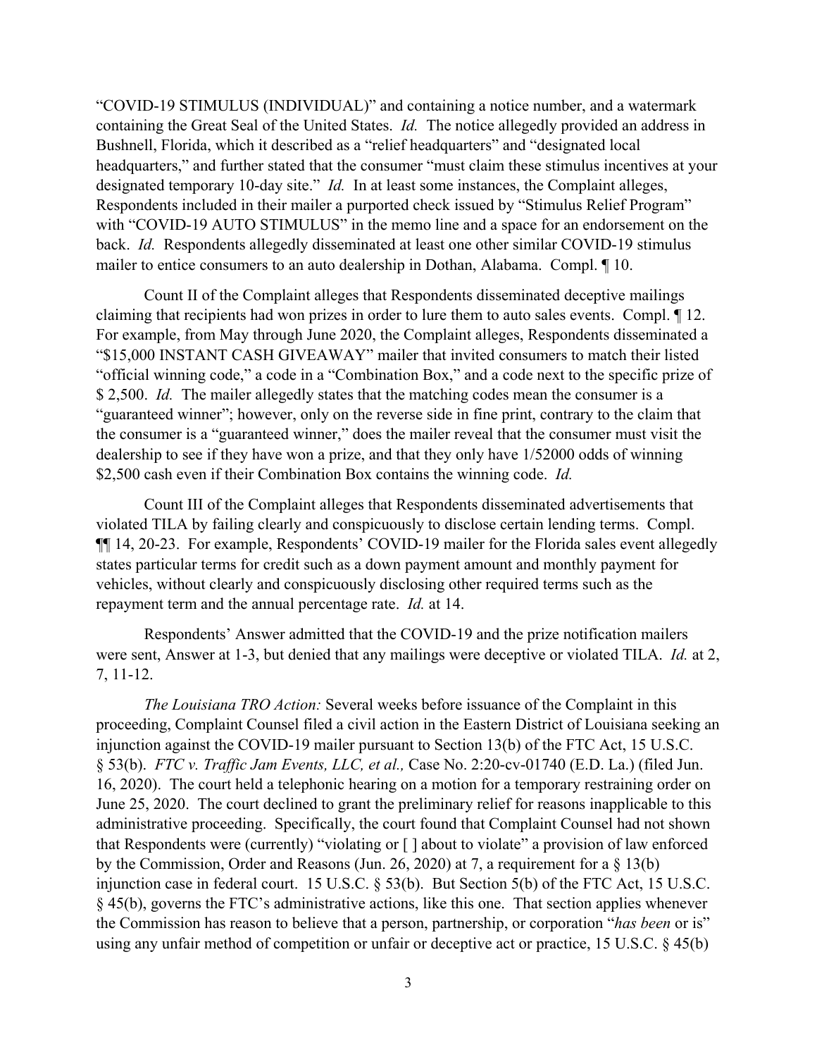"COVID-19 STIMULUS (INDIVIDUAL)" and containing a notice number, and a watermark containing the Great Seal of the United States. *Id.* The notice allegedly provided an address in Bushnell, Florida, which it described as a "relief headquarters" and "designated local headquarters," and further stated that the consumer "must claim these stimulus incentives at your designated temporary 10-day site." *Id.* In at least some instances, the Complaint alleges, Respondents included in their mailer a purported check issued by "Stimulus Relief Program" with "COVID-19 AUTO STIMULUS" in the memo line and a space for an endorsement on the back. *Id.* Respondents allegedly disseminated at least one other similar COVID-19 stimulus mailer to entice consumers to an auto dealership in Dothan, Alabama. Compl. ¶ 10.

Count II of the Complaint alleges that Respondents disseminated deceptive mailings claiming that recipients had won prizes in order to lure them to auto sales events. Compl. ¶ 12. For example, from May through June 2020, the Complaint alleges, Respondents disseminated a "$15,000 INSTANT CASH GIVEAWAY" mailer that invited consumers to match their listed "official winning code," a code in a "Combination Box," and a code next to the specific prize of $ 2,500. *Id.* The mailer allegedly states that the matching codes mean the consumer is a "guaranteed winner"; however, only on the reverse side in fine print, contrary to the claim that the consumer is a "guaranteed winner," does the mailer reveal that the consumer must visit the dealership to see if they have won a prize, and that they only have 1/52000 odds of winning $2,500 cash even if their Combination Box contains the winning code. *Id.*

Count III of the Complaint alleges that Respondents disseminated advertisements that violated TILA by failing clearly and conspicuously to disclose certain lending terms. Compl. ¶¶ 14, 20-23. For example, Respondents' COVID-19 mailer for the Florida sales event allegedly states particular terms for credit such as a down payment amount and monthly payment for vehicles, without clearly and conspicuously disclosing other required terms such as the repayment term and the annual percentage rate. *Id.* at 14.

Respondents' Answer admitted that the COVID-19 and the prize notification mailers were sent, Answer at 1-3, but denied that any mailings were deceptive or violated TILA. *Id.* at 2, 7, 11-12.

*The Louisiana TRO Action:* Several weeks before issuance of the Complaint in this proceeding, Complaint Counsel filed a civil action in the Eastern District of Louisiana seeking an injunction against the COVID-19 mailer pursuant to Section 13(b) of the FTC Act, 15 U.S.C. § 53(b). *FTC v. Traffic Jam Events, LLC, et al.,* Case No. 2:20-cv-01740 (E.D. La.) (filed Jun. 16, 2020). The court held a telephonic hearing on a motion for a temporary restraining order on June 25, 2020. The court declined to grant the preliminary relief for reasons inapplicable to this administrative proceeding. Specifically, the court found that Complaint Counsel had not shown that Respondents were (currently) "violating or [ ] about to violate" a provision of law enforced by the Commission, Order and Reasons (Jun. 26, 2020) at 7, a requirement for a § 13(b) injunction case in federal court. 15 U.S.C. § 53(b). But Section 5(b) of the FTC Act, 15 U.S.C. § 45(b), governs the FTC's administrative actions, like this one. That section applies whenever the Commission has reason to believe that a person, partnership, or corporation "*has been* or is" using any unfair method of competition or unfair or deceptive act or practice, 15 U.S.C. § 45(b)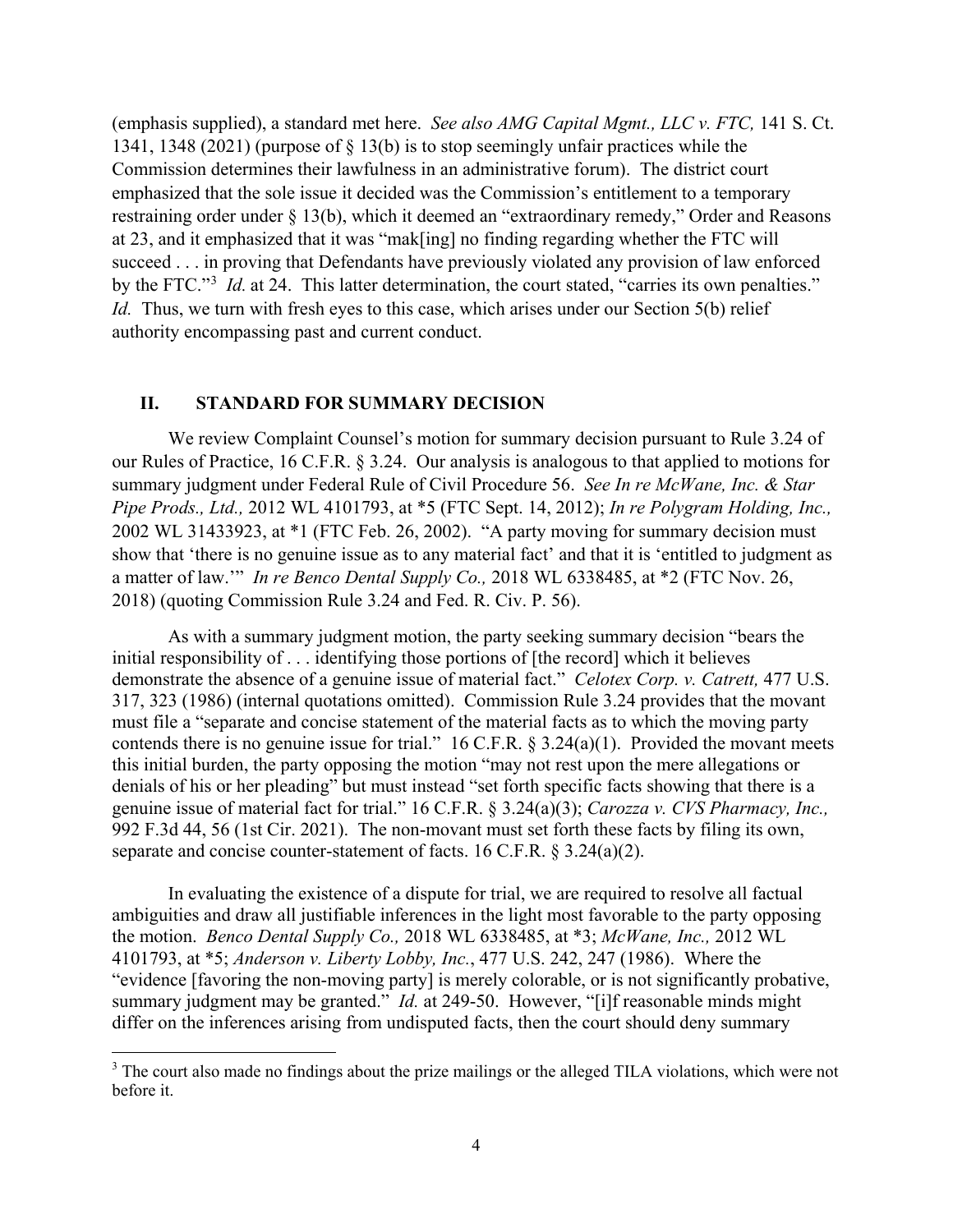(emphasis supplied), a standard met here. *See also AMG Capital Mgmt., LLC v. FTC,* 141 S. Ct. 1341, 1348 (2021) (purpose of § 13(b) is to stop seemingly unfair practices while the Commission determines their lawfulness in an administrative forum). The district court emphasized that the sole issue it decided was the Commission's entitlement to a temporary restraining order under § 13(b), which it deemed an "extraordinary remedy," Order and Reasons at 23, and it emphasized that it was "mak[ing] no finding regarding whether the FTC will succeed . . . in proving that Defendants have previously violated any provision of law enforced by the FTC."[3] *Id.* at 24. This latter determination, the court stated, "carries its own penalties." *Id.* Thus, we turn with fresh eyes to this case, which arises under our Section 5(b) relief authority encompassing past and current conduct.

## II. STANDARD FOR SUMMARY DECISION

We review Complaint Counsel's motion for summary decision pursuant to Rule 3.24 of our Rules of Practice, 16 C.F.R. § 3.24. Our analysis is analogous to that applied to motions for summary judgment under Federal Rule of Civil Procedure 56. *See In re McWane, Inc. & Star Pipe Prods., Ltd.,* 2012 WL 4101793, at *5 (FTC Sept. 14, 2012); *In re Polygram Holding, Inc.,* 2002 WL 31433923, at *1 (FTC Feb. 26, 2002). "A party moving for summary decision must show that 'there is no genuine issue as to any material fact' and that it is 'entitled to judgment as a matter of law.'" *In re Benco Dental Supply Co.,* 2018 WL 6338485, at *2 (FTC Nov. 26, 2018) (quoting Commission Rule 3.24 and Fed. R. Civ. P. 56).

As with a summary judgment motion, the party seeking summary decision "bears the initial responsibility of . . . identifying those portions of [the record] which it believes demonstrate the absence of a genuine issue of material fact." *Celotex Corp. v. Catrett,* 477 U.S. 317, 323 (1986) (internal quotations omitted). Commission Rule 3.24 provides that the movant must file a "separate and concise statement of the material facts as to which the moving party contends there is no genuine issue for trial." 16 C.F.R. § 3.24(a)(1). Provided the movant meets this initial burden, the party opposing the motion "may not rest upon the mere allegations or denials of his or her pleading" but must instead "set forth specific facts showing that there is a genuine issue of material fact for trial." 16 C.F.R. § 3.24(a)(3); *Carozza v. CVS Pharmacy, Inc.,* 992 F.3d 44, 56 (1st Cir. 2021). The non-movant must set forth these facts by filing its own, separate and concise counter-statement of facts. 16 C.F.R. § 3.24(a)(2).

In evaluating the existence of a dispute for trial, we are required to resolve all factual ambiguities and draw all justifiable inferences in the light most favorable to the party opposing the motion. *Benco Dental Supply Co.,* 2018 WL 6338485, at *3; *McWane, Inc.,* 2012 WL 4101793, at *5; *Anderson v. Liberty Lobby, Inc.*, 477 U.S. 242, 247 (1986). Where the "evidence [favoring the non-moving party] is merely colorable, or is not significantly probative, summary judgment may be granted." *Id.* at 249-50. However, "[i]f reasonable minds might differ on the inferences arising from undisputed facts, then the court should deny summary

[3] The court also made no findings about the prize mailings or the alleged TILA violations, which were not before it.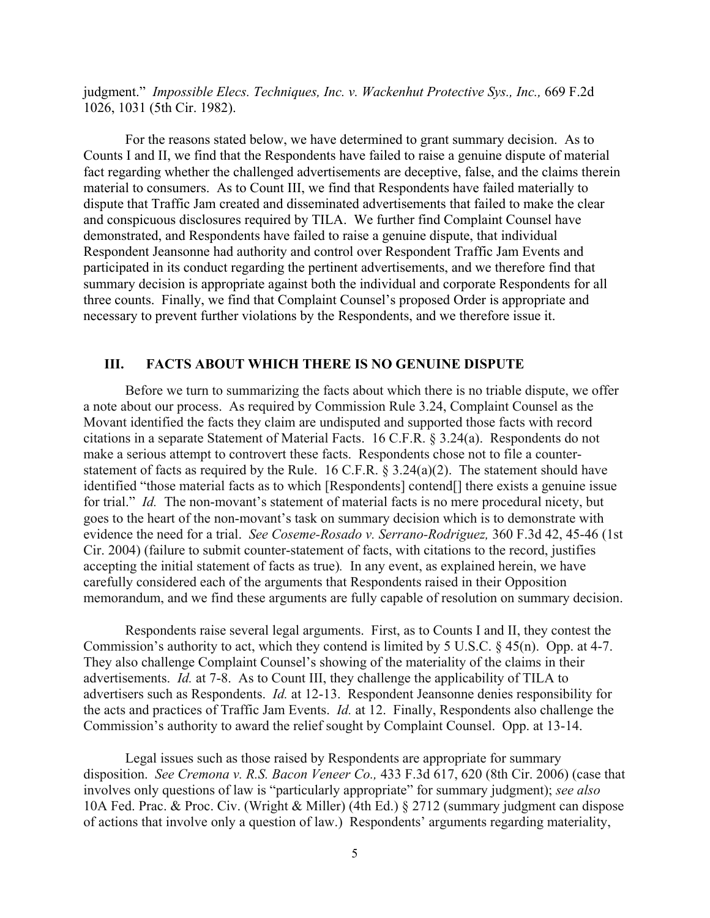judgment." *Impossible Elecs. Techniques, Inc. v. Wackenhut Protective Sys., Inc.,* 669 F.2d 1026, 1031 (5th Cir. 1982).

For the reasons stated below, we have determined to grant summary decision. As to Counts I and II, we find that the Respondents have failed to raise a genuine dispute of material fact regarding whether the challenged advertisements are deceptive, false, and the claims therein material to consumers. As to Count III, we find that Respondents have failed materially to dispute that Traffic Jam created and disseminated advertisements that failed to make the clear and conspicuous disclosures required by TILA. We further find Complaint Counsel have demonstrated, and Respondents have failed to raise a genuine dispute, that individual Respondent Jeansonne had authority and control over Respondent Traffic Jam Events and participated in its conduct regarding the pertinent advertisements, and we therefore find that summary decision is appropriate against both the individual and corporate Respondents for all three counts. Finally, we find that Complaint Counsel's proposed Order is appropriate and necessary to prevent further violations by the Respondents, and we therefore issue it.

## III. FACTS ABOUT WHICH THERE IS NO GENUINE DISPUTE

Before we turn to summarizing the facts about which there is no triable dispute, we offer a note about our process. As required by Commission Rule 3.24, Complaint Counsel as the Movant identified the facts they claim are undisputed and supported those facts with record citations in a separate Statement of Material Facts. 16 C.F.R. § 3.24(a). Respondents do not make a serious attempt to controvert these facts. Respondents chose not to file a counter-statement of facts as required by the Rule. 16 C.F.R. § 3.24(a)(2). The statement should have identified "those material facts as to which [Respondents] contend[] there exists a genuine issue for trial." *Id.* The non-movant's statement of material facts is no mere procedural nicety, but goes to the heart of the non-movant's task on summary decision which is to demonstrate with evidence the need for a trial. *See Coseme-Rosado v. Serrano-Rodriguez,* 360 F.3d 42, 45-46 (1st Cir. 2004) (failure to submit counter-statement of facts, with citations to the record, justifies accepting the initial statement of facts as true)*.* In any event, as explained herein, we have carefully considered each of the arguments that Respondents raised in their Opposition memorandum, and we find these arguments are fully capable of resolution on summary decision.

Respondents raise several legal arguments. First, as to Counts I and II, they contest the Commission's authority to act, which they contend is limited by 5 U.S.C. § 45(n). Opp. at 4-7. They also challenge Complaint Counsel's showing of the materiality of the claims in their advertisements. *Id.* at 7-8. As to Count III, they challenge the applicability of TILA to advertisers such as Respondents. *Id.* at 12-13. Respondent Jeansonne denies responsibility for the acts and practices of Traffic Jam Events. *Id.* at 12. Finally, Respondents also challenge the Commission's authority to award the relief sought by Complaint Counsel. Opp. at 13-14.

Legal issues such as those raised by Respondents are appropriate for summary disposition. *See Cremona v. R.S. Bacon Veneer Co.,* 433 F.3d 617, 620 (8th Cir. 2006) (case that involves only questions of law is "particularly appropriate" for summary judgment); *see also* 10A Fed. Prac. & Proc. Civ. (Wright & Miller) (4th Ed.) § 2712 (summary judgment can dispose of actions that involve only a question of law.) Respondents' arguments regarding materiality,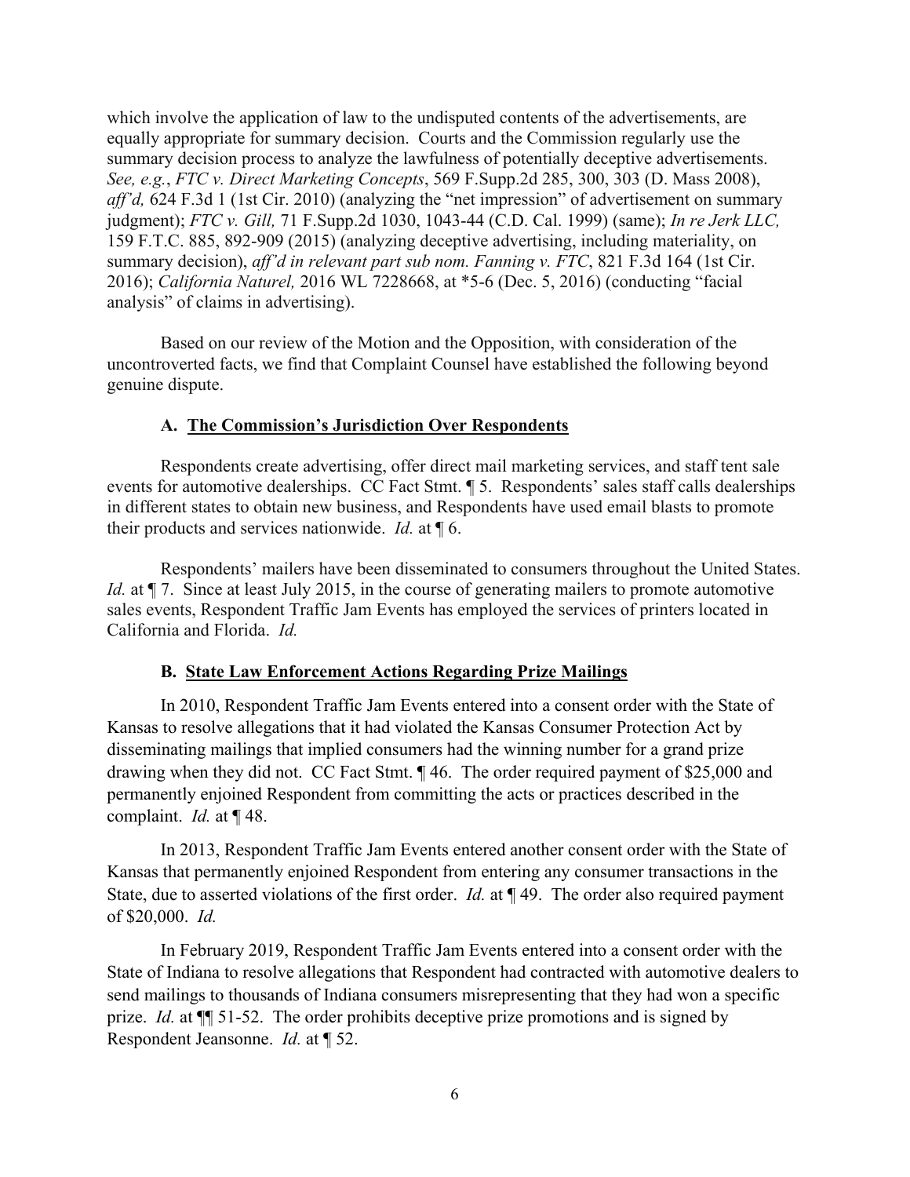which involve the application of law to the undisputed contents of the advertisements, are equally appropriate for summary decision. Courts and the Commission regularly use the summary decision process to analyze the lawfulness of potentially deceptive advertisements. *See, e.g.*, *FTC v. Direct Marketing Concepts*, 569 F.Supp.2d 285, 300, 303 (D. Mass 2008), *aff'd,* 624 F.3d 1 (1st Cir. 2010) (analyzing the "net impression" of advertisement on summary judgment); *FTC v. Gill,* 71 F.Supp.2d 1030, 1043-44 (C.D. Cal. 1999) (same); *In re Jerk LLC,* 159 F.T.C. 885, 892-909 (2015) (analyzing deceptive advertising, including materiality, on summary decision), *aff'd in relevant part sub nom. Fanning v. FTC*, 821 F.3d 164 (1st Cir. 2016); *California Naturel,* 2016 WL 7228668, at *5-6 (Dec. 5, 2016) (conducting "facial analysis" of claims in advertising).

Based on our review of the Motion and the Opposition, with consideration of the uncontroverted facts, we find that Complaint Counsel have established the following beyond genuine dispute.

### A. The Commission's Jurisdiction Over Respondents

Respondents create advertising, offer direct mail marketing services, and staff tent sale events for automotive dealerships. CC Fact Stmt. ¶ 5. Respondents' sales staff calls dealerships in different states to obtain new business, and Respondents have used email blasts to promote their products and services nationwide. *Id.* at ¶ 6.

Respondents' mailers have been disseminated to consumers throughout the United States. *Id.* at ¶ 7. Since at least July 2015, in the course of generating mailers to promote automotive sales events, Respondent Traffic Jam Events has employed the services of printers located in California and Florida. *Id.*

### B. State Law Enforcement Actions Regarding Prize Mailings

In 2010, Respondent Traffic Jam Events entered into a consent order with the State of Kansas to resolve allegations that it had violated the Kansas Consumer Protection Act by disseminating mailings that implied consumers had the winning number for a grand prize drawing when they did not. CC Fact Stmt. ¶ 46. The order required payment of $25,000 and permanently enjoined Respondent from committing the acts or practices described in the complaint. *Id.* at ¶ 48.

In 2013, Respondent Traffic Jam Events entered another consent order with the State of Kansas that permanently enjoined Respondent from entering any consumer transactions in the State, due to asserted violations of the first order. *Id.* at ¶ 49. The order also required payment of $20,000. *Id.*

In February 2019, Respondent Traffic Jam Events entered into a consent order with the State of Indiana to resolve allegations that Respondent had contracted with automotive dealers to send mailings to thousands of Indiana consumers misrepresenting that they had won a specific prize. *Id.* at ¶¶ 51-52. The order prohibits deceptive prize promotions and is signed by Respondent Jeansonne. *Id.* at ¶ 52.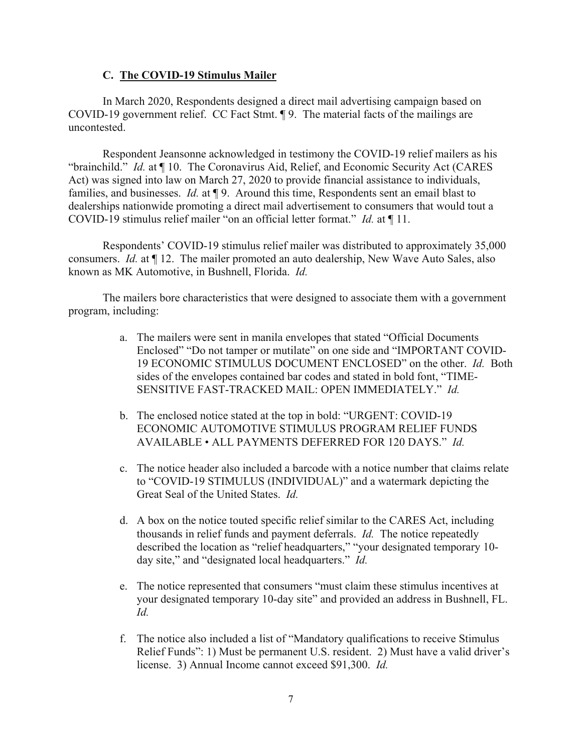### C. The COVID-19 Stimulus Mailer

In March 2020, Respondents designed a direct mail advertising campaign based on COVID-19 government relief. CC Fact Stmt. ¶ 9. The material facts of the mailings are uncontested.

Respondent Jeansonne acknowledged in testimony the COVID-19 relief mailers as his "brainchild." *Id.* at ¶ 10. The Coronavirus Aid, Relief, and Economic Security Act (CARES Act) was signed into law on March 27, 2020 to provide financial assistance to individuals, families, and businesses. *Id.* at ¶ 9. Around this time, Respondents sent an email blast to dealerships nationwide promoting a direct mail advertisement to consumers that would tout a COVID-19 stimulus relief mailer "on an official letter format." *Id.* at ¶ 11.

Respondents' COVID-19 stimulus relief mailer was distributed to approximately 35,000 consumers. *Id.* at ¶ 12. The mailer promoted an auto dealership, New Wave Auto Sales, also known as MK Automotive, in Bushnell, Florida. *Id.*

The mailers bore characteristics that were designed to associate them with a government program, including:

a. The mailers were sent in manila envelopes that stated "Official Documents Enclosed" "Do not tamper or mutilate" on one side and "IMPORTANT COVID-19 ECONOMIC STIMULUS DOCUMENT ENCLOSED" on the other. *Id.* Both sides of the envelopes contained bar codes and stated in bold font, "TIME-SENSITIVE FAST-TRACKED MAIL: OPEN IMMEDIATELY." *Id.*

b. The enclosed notice stated at the top in bold: "URGENT: COVID-19 ECONOMIC AUTOMOTIVE STIMULUS PROGRAM RELIEF FUNDS AVAILABLE • ALL PAYMENTS DEFERRED FOR 120 DAYS." *Id.*

c. The notice header also included a barcode with a notice number that claims relate to "COVID-19 STIMULUS (INDIVIDUAL)" and a watermark depicting the Great Seal of the United States. *Id.*

d. A box on the notice touted specific relief similar to the CARES Act, including thousands in relief funds and payment deferrals. *Id.* The notice repeatedly described the location as "relief headquarters," "your designated temporary 10-day site," and "designated local headquarters." *Id.*

e. The notice represented that consumers "must claim these stimulus incentives at your designated temporary 10-day site" and provided an address in Bushnell, FL. *Id.*

f. The notice also included a list of "Mandatory qualifications to receive Stimulus Relief Funds": 1) Must be permanent U.S. resident. 2) Must have a valid driver's license. 3) Annual Income cannot exceed $91,300. *Id.*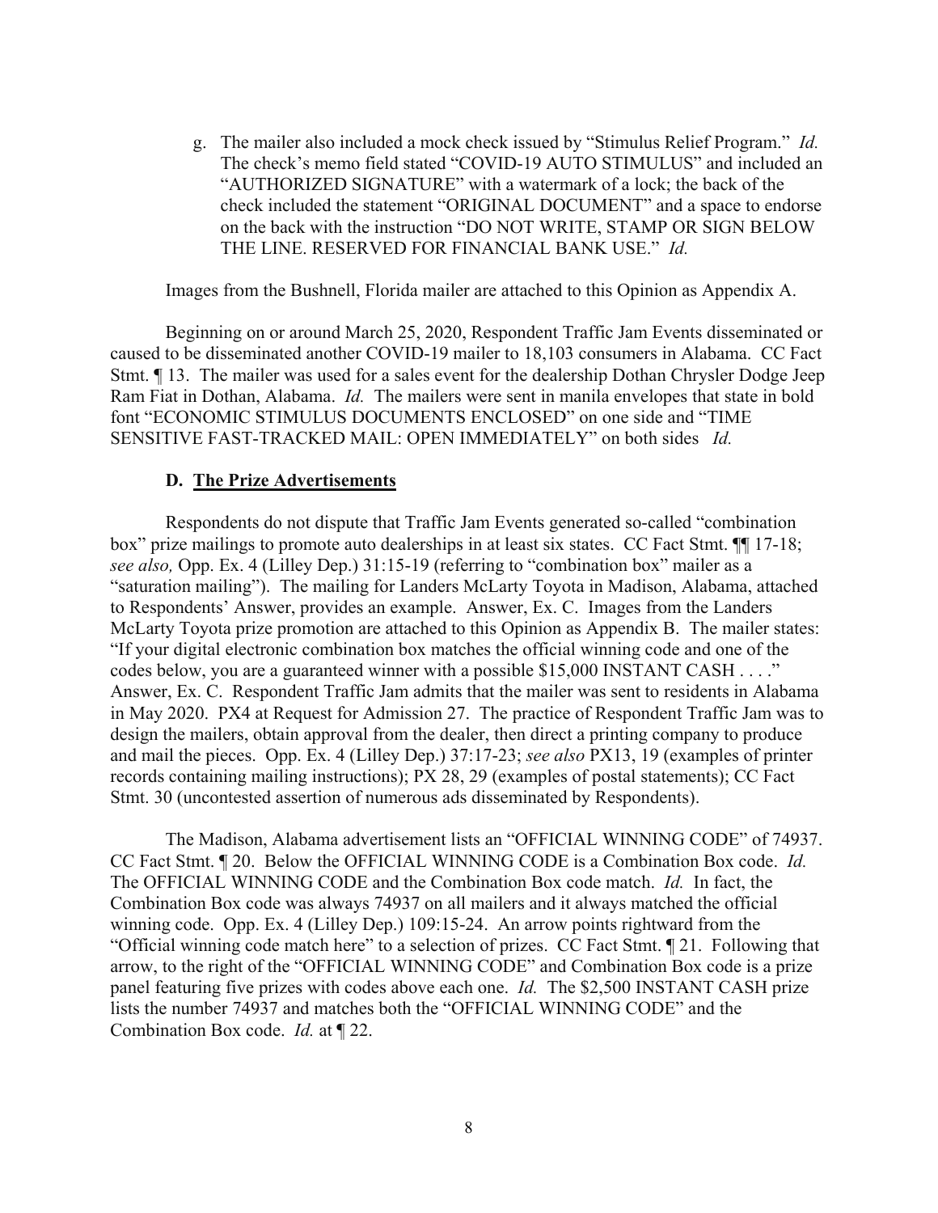g. The mailer also included a mock check issued by "Stimulus Relief Program." *Id.* The check's memo field stated "COVID-19 AUTO STIMULUS" and included an "AUTHORIZED SIGNATURE" with a watermark of a lock; the back of the check included the statement "ORIGINAL DOCUMENT" and a space to endorse on the back with the instruction "DO NOT WRITE, STAMP OR SIGN BELOW THE LINE. RESERVED FOR FINANCIAL BANK USE." *Id.*

Images from the Bushnell, Florida mailer are attached to this Opinion as Appendix A.

Beginning on or around March 25, 2020, Respondent Traffic Jam Events disseminated or caused to be disseminated another COVID-19 mailer to 18,103 consumers in Alabama. CC Fact Stmt. ¶ 13. The mailer was used for a sales event for the dealership Dothan Chrysler Dodge Jeep Ram Fiat in Dothan, Alabama. *Id.* The mailers were sent in manila envelopes that state in bold font "ECONOMIC STIMULUS DOCUMENTS ENCLOSED" on one side and "TIME SENSITIVE FAST-TRACKED MAIL: OPEN IMMEDIATELY" on both sides *Id.*

### D. **<u>The Prize Advertisements</u>**

Respondents do not dispute that Traffic Jam Events generated so-called "combination box" prize mailings to promote auto dealerships in at least six states. CC Fact Stmt. ¶¶ 17-18; *see also,* Opp. Ex. 4 (Lilley Dep.) 31:15-19 (referring to "combination box" mailer as a "saturation mailing"). The mailing for Landers McLarty Toyota in Madison, Alabama, attached to Respondents' Answer, provides an example. Answer, Ex. C. Images from the Landers McLarty Toyota prize promotion are attached to this Opinion as Appendix B. The mailer states: "If your digital electronic combination box matches the official winning code and one of the codes below, you are a guaranteed winner with a possible $15,000 INSTANT CASH . . . ." Answer, Ex. C. Respondent Traffic Jam admits that the mailer was sent to residents in Alabama in May 2020. PX4 at Request for Admission 27. The practice of Respondent Traffic Jam was to design the mailers, obtain approval from the dealer, then direct a printing company to produce and mail the pieces. Opp. Ex. 4 (Lilley Dep.) 37:17-23; *see also* PX13, 19 (examples of printer records containing mailing instructions); PX 28, 29 (examples of postal statements); CC Fact Stmt. 30 (uncontested assertion of numerous ads disseminated by Respondents).

The Madison, Alabama advertisement lists an "OFFICIAL WINNING CODE" of 74937. CC Fact Stmt. ¶ 20. Below the OFFICIAL WINNING CODE is a Combination Box code. *Id.* The OFFICIAL WINNING CODE and the Combination Box code match. *Id.* In fact, the Combination Box code was always 74937 on all mailers and it always matched the official winning code. Opp. Ex. 4 (Lilley Dep.) 109:15-24. An arrow points rightward from the "Official winning code match here" to a selection of prizes. CC Fact Stmt. ¶ 21. Following that arrow, to the right of the "OFFICIAL WINNING CODE" and Combination Box code is a prize panel featuring five prizes with codes above each one. *Id.* The $2,500 INSTANT CASH prize lists the number 74937 and matches both the "OFFICIAL WINNING CODE" and the Combination Box code. *Id.* at ¶ 22.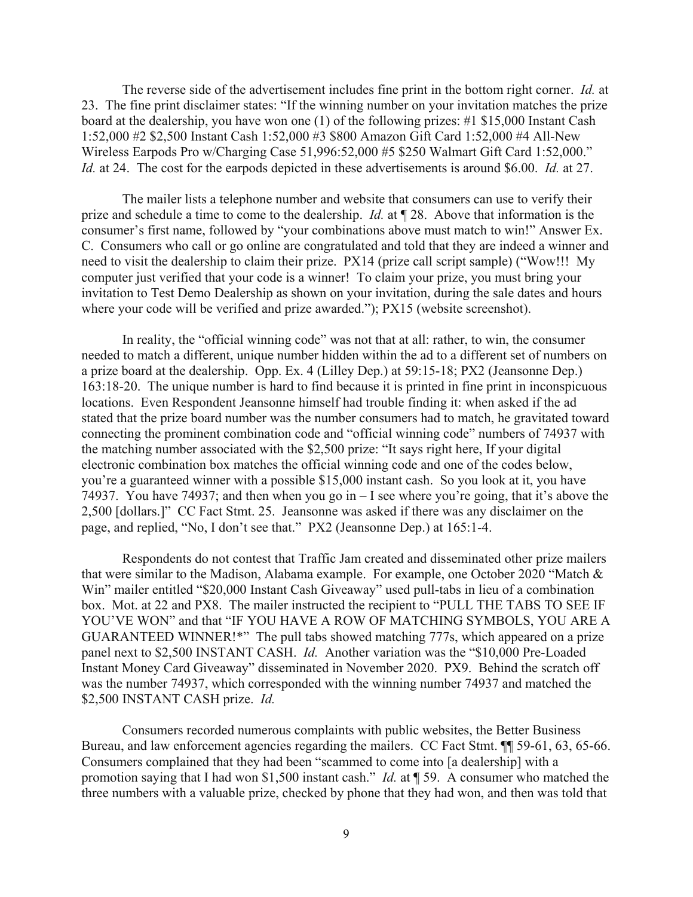The reverse side of the advertisement includes fine print in the bottom right corner. *Id.* at 23. The fine print disclaimer states: "If the winning number on your invitation matches the prize board at the dealership, you have won one (1) of the following prizes: #1 $15,000 Instant Cash 1:52,000 #2 $2,500 Instant Cash 1:52,000 #3 $800 Amazon Gift Card 1:52,000 #4 All-New Wireless Earpods Pro w/Charging Case 51,996:52,000 #5 $250 Walmart Gift Card 1:52,000." *Id.* at 24. The cost for the earpods depicted in these advertisements is around $6.00. *Id.* at 27.

The mailer lists a telephone number and website that consumers can use to verify their prize and schedule a time to come to the dealership. *Id.* at ¶ 28. Above that information is the consumer's first name, followed by "your combinations above must match to win!" Answer Ex. C. Consumers who call or go online are congratulated and told that they are indeed a winner and need to visit the dealership to claim their prize. PX14 (prize call script sample) ("Wow!!! My computer just verified that your code is a winner! To claim your prize, you must bring your invitation to Test Demo Dealership as shown on your invitation, during the sale dates and hours where your code will be verified and prize awarded."); PX15 (website screenshot).

In reality, the "official winning code" was not that at all: rather, to win, the consumer needed to match a different, unique number hidden within the ad to a different set of numbers on a prize board at the dealership. Opp. Ex. 4 (Lilley Dep.) at 59:15-18; PX2 (Jeansonne Dep.) 163:18-20. The unique number is hard to find because it is printed in fine print in inconspicuous locations. Even Respondent Jeansonne himself had trouble finding it: when asked if the ad stated that the prize board number was the number consumers had to match, he gravitated toward connecting the prominent combination code and "official winning code" numbers of 74937 with the matching number associated with the $2,500 prize: "It says right here, If your digital electronic combination box matches the official winning code and one of the codes below, you're a guaranteed winner with a possible $15,000 instant cash. So you look at it, you have 74937. You have 74937; and then when you go in – I see where you're going, that it's above the 2,500 [dollars.]" CC Fact Stmt. 25. Jeansonne was asked if there was any disclaimer on the page, and replied, "No, I don't see that." PX2 (Jeansonne Dep.) at 165:1-4.

Respondents do not contest that Traffic Jam created and disseminated other prize mailers that were similar to the Madison, Alabama example. For example, one October 2020 "Match & Win" mailer entitled "$20,000 Instant Cash Giveaway" used pull-tabs in lieu of a combination box. Mot. at 22 and PX8. The mailer instructed the recipient to "PULL THE TABS TO SEE IF YOU'VE WON" and that "IF YOU HAVE A ROW OF MATCHING SYMBOLS, YOU ARE A GUARANTEED WINNER!*" The pull tabs showed matching 777s, which appeared on a prize panel next to $2,500 INSTANT CASH. *Id.* Another variation was the "$10,000 Pre-Loaded Instant Money Card Giveaway" disseminated in November 2020. PX9. Behind the scratch off was the number 74937, which corresponded with the winning number 74937 and matched the $2,500 INSTANT CASH prize. *Id.*

Consumers recorded numerous complaints with public websites, the Better Business Bureau, and law enforcement agencies regarding the mailers. CC Fact Stmt. ¶¶ 59-61, 63, 65-66. Consumers complained that they had been "scammed to come into [a dealership] with a promotion saying that I had won $1,500 instant cash." *Id.* at ¶ 59. A consumer who matched the three numbers with a valuable prize, checked by phone that they had won, and then was told that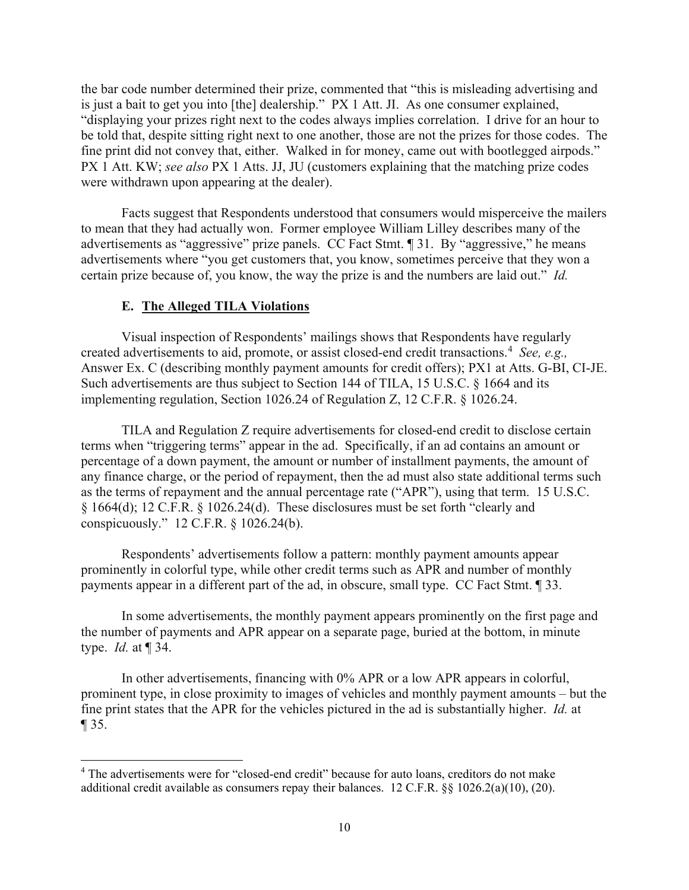the bar code number determined their prize, commented that "this is misleading advertising and is just a bait to get you into [the] dealership." PX 1 Att. JI. As one consumer explained, "displaying your prizes right next to the codes always implies correlation. I drive for an hour to be told that, despite sitting right next to one another, those are not the prizes for those codes. The fine print did not convey that, either. Walked in for money, came out with bootlegged airpods." PX 1 Att. KW; *see also* PX 1 Atts. JJ, JU (customers explaining that the matching prize codes were withdrawn upon appearing at the dealer).

Facts suggest that Respondents understood that consumers would misperceive the mailers to mean that they had actually won. Former employee William Lilley describes many of the advertisements as "aggressive" prize panels. CC Fact Stmt. ¶ 31. By "aggressive," he means advertisements where "you get customers that, you know, sometimes perceive that they won a certain prize because of, you know, the way the prize is and the numbers are laid out." *Id.*

### E. <u>The Alleged TILA Violations</u>

Visual inspection of Respondents' mailings shows that Respondents have regularly created advertisements to aid, promote, or assist closed-end credit transactions.[4] *See, e.g.,* Answer Ex. C (describing monthly payment amounts for credit offers); PX1 at Atts. G-BI, CI-JE. Such advertisements are thus subject to Section 144 of TILA, 15 U.S.C. § 1664 and its implementing regulation, Section 1026.24 of Regulation Z, 12 C.F.R. § 1026.24.

TILA and Regulation Z require advertisements for closed-end credit to disclose certain terms when "triggering terms" appear in the ad. Specifically, if an ad contains an amount or percentage of a down payment, the amount or number of installment payments, the amount of any finance charge, or the period of repayment, then the ad must also state additional terms such as the terms of repayment and the annual percentage rate ("APR"), using that term. 15 U.S.C. § 1664(d); 12 C.F.R. § 1026.24(d). These disclosures must be set forth "clearly and conspicuously." 12 C.F.R. § 1026.24(b).

Respondents' advertisements follow a pattern: monthly payment amounts appear prominently in colorful type, while other credit terms such as APR and number of monthly payments appear in a different part of the ad, in obscure, small type. CC Fact Stmt. ¶ 33.

In some advertisements, the monthly payment appears prominently on the first page and the number of payments and APR appear on a separate page, buried at the bottom, in minute type. *Id.* at ¶ 34.

In other advertisements, financing with 0% APR or a low APR appears in colorful, prominent type, in close proximity to images of vehicles and monthly payment amounts – but the fine print states that the APR for the vehicles pictured in the ad is substantially higher. *Id.* at ¶ 35.

---

[4] The advertisements were for "closed-end credit" because for auto loans, creditors do not make additional credit available as consumers repay their balances. 12 C.F.R. §§ 1026.2(a)(10), (20).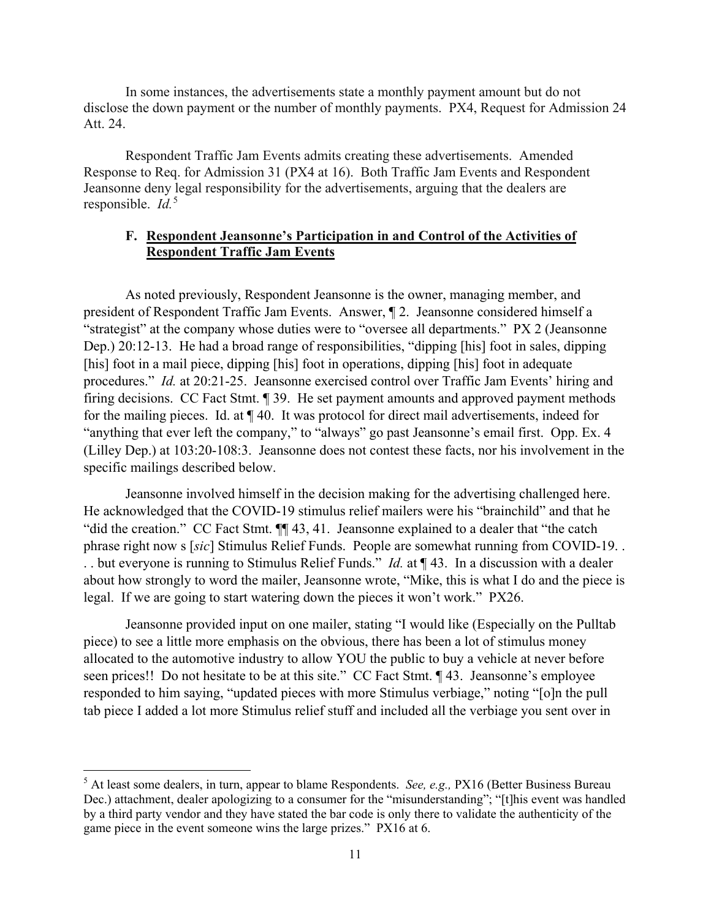In some instances, the advertisements state a monthly payment amount but do not disclose the down payment or the number of monthly payments. PX4, Request for Admission 24 Att. 24.

Respondent Traffic Jam Events admits creating these advertisements. Amended Response to Req. for Admission 31 (PX4 at 16). Both Traffic Jam Events and Respondent Jeansonne deny legal responsibility for the advertisements, arguing that the dealers are responsible. *Id.*[5]

### F. Respondent Jeansonne's Participation in and Control of the Activities of Respondent Traffic Jam Events

As noted previously, Respondent Jeansonne is the owner, managing member, and president of Respondent Traffic Jam Events. Answer, ¶ 2. Jeansonne considered himself a "strategist" at the company whose duties were to "oversee all departments." PX 2 (Jeansonne Dep.) 20:12-13. He had a broad range of responsibilities, "dipping [his] foot in sales, dipping [his] foot in a mail piece, dipping [his] foot in operations, dipping [his] foot in adequate procedures." *Id.* at 20:21-25. Jeansonne exercised control over Traffic Jam Events' hiring and firing decisions. CC Fact Stmt. ¶ 39. He set payment amounts and approved payment methods for the mailing pieces. Id. at ¶ 40. It was protocol for direct mail advertisements, indeed for "anything that ever left the company," to "always" go past Jeansonne's email first. Opp. Ex. 4 (Lilley Dep.) at 103:20-108:3. Jeansonne does not contest these facts, nor his involvement in the specific mailings described below.

Jeansonne involved himself in the decision making for the advertising challenged here. He acknowledged that the COVID-19 stimulus relief mailers were his "brainchild" and that he "did the creation." CC Fact Stmt. ¶¶ 43, 41. Jeansonne explained to a dealer that "the catch phrase right now s [*sic*] Stimulus Relief Funds. People are somewhat running from COVID-19. . . . but everyone is running to Stimulus Relief Funds." *Id.* at ¶ 43. In a discussion with a dealer about how strongly to word the mailer, Jeansonne wrote, "Mike, this is what I do and the piece is legal. If we are going to start watering down the pieces it won't work." PX26.

Jeansonne provided input on one mailer, stating "I would like (Especially on the Pulltab piece) to see a little more emphasis on the obvious, there has been a lot of stimulus money allocated to the automotive industry to allow YOU the public to buy a vehicle at never before seen prices!! Do not hesitate to be at this site." CC Fact Stmt. ¶ 43. Jeansonne's employee responded to him saying, "updated pieces with more Stimulus verbiage," noting "[o]n the pull tab piece I added a lot more Stimulus relief stuff and included all the verbiage you sent over in

---

[5] At least some dealers, in turn, appear to blame Respondents. *See, e.g.,* PX16 (Better Business Bureau Dec.) attachment, dealer apologizing to a consumer for the "misunderstanding"; "[t]his event was handled by a third party vendor and they have stated the bar code is only there to validate the authenticity of the game piece in the event someone wins the large prizes." PX16 at 6.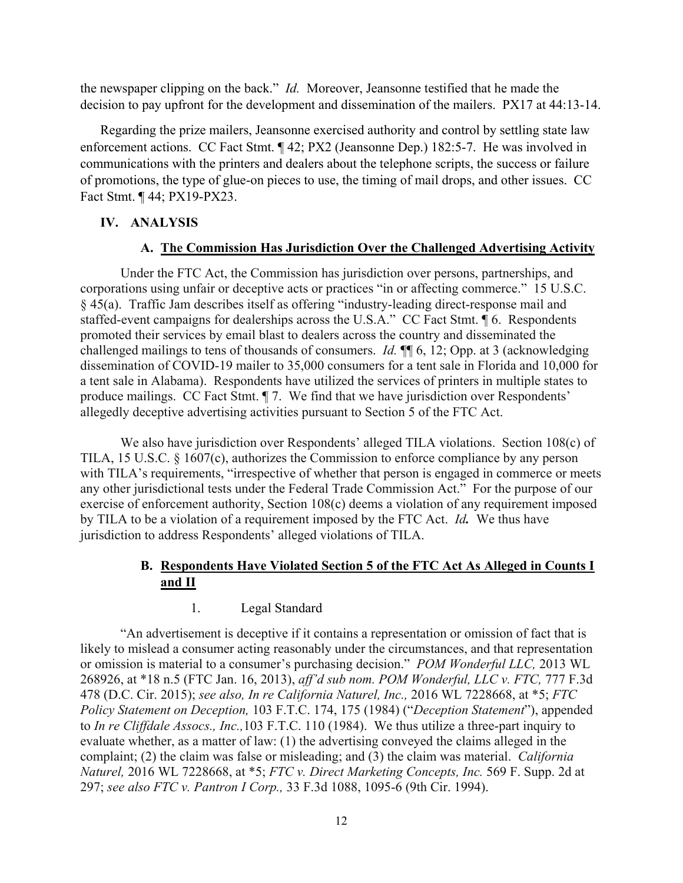the newspaper clipping on the back." *Id.* Moreover, Jeansonne testified that he made the decision to pay upfront for the development and dissemination of the mailers. PX17 at 44:13-14.

Regarding the prize mailers, Jeansonne exercised authority and control by settling state law enforcement actions. CC Fact Stmt. ¶ 42; PX2 (Jeansonne Dep.) 182:5-7. He was involved in communications with the printers and dealers about the telephone scripts, the success or failure of promotions, the type of glue-on pieces to use, the timing of mail drops, and other issues. CC Fact Stmt. ¶ 44; PX19-PX23.

## IV. ANALYSIS

### A. <u>The Commission Has Jurisdiction Over the Challenged Advertising Activity</u>

Under the FTC Act, the Commission has jurisdiction over persons, partnerships, and corporations using unfair or deceptive acts or practices "in or affecting commerce." 15 U.S.C. § 45(a). Traffic Jam describes itself as offering "industry-leading direct-response mail and staffed-event campaigns for dealerships across the U.S.A." CC Fact Stmt. ¶ 6. Respondents promoted their services by email blast to dealers across the country and disseminated the challenged mailings to tens of thousands of consumers. *Id.* ¶¶ 6, 12; Opp. at 3 (acknowledging dissemination of COVID-19 mailer to 35,000 consumers for a tent sale in Florida and 10,000 for a tent sale in Alabama). Respondents have utilized the services of printers in multiple states to produce mailings. CC Fact Stmt. ¶ 7. We find that we have jurisdiction over Respondents' allegedly deceptive advertising activities pursuant to Section 5 of the FTC Act.

We also have jurisdiction over Respondents' alleged TILA violations. Section 108(c) of TILA, 15 U.S.C. § 1607(c), authorizes the Commission to enforce compliance by any person with TILA's requirements, "irrespective of whether that person is engaged in commerce or meets any other jurisdictional tests under the Federal Trade Commission Act." For the purpose of our exercise of enforcement authority, Section 108(c) deems a violation of any requirement imposed by TILA to be a violation of a requirement imposed by the FTC Act. ***Id.*** We thus have jurisdiction to address Respondents' alleged violations of TILA.

### B. <u>Respondents Have Violated Section 5 of the FTC Act As Alleged in Counts I and II</u>

#### 1. Legal Standard

"An advertisement is deceptive if it contains a representation or omission of fact that is likely to mislead a consumer acting reasonably under the circumstances, and that representation or omission is material to a consumer's purchasing decision." *POM Wonderful LLC,* 2013 WL 268926, at *18 n.5 (FTC Jan. 16, 2013), *aff'd sub nom. POM Wonderful, LLC v. FTC,* 777 F.3d 478 (D.C. Cir. 2015); *see also, In re California Naturel, Inc.,* 2016 WL 7228668, at *5; *FTC Policy Statement on Deception,* 103 F.T.C. 174, 175 (1984) ("*Deception Statement*"), appended to *In re Cliffdale Assocs., Inc.,*103 F.T.C. 110 (1984). We thus utilize a three-part inquiry to evaluate whether, as a matter of law: (1) the advertising conveyed the claims alleged in the complaint; (2) the claim was false or misleading; and (3) the claim was material. *California Naturel,* 2016 WL 7228668, at *5; *FTC v. Direct Marketing Concepts, Inc.* 569 F. Supp. 2d at 297; *see also FTC v. Pantron I Corp.,* 33 F.3d 1088, 1095-6 (9th Cir. 1994).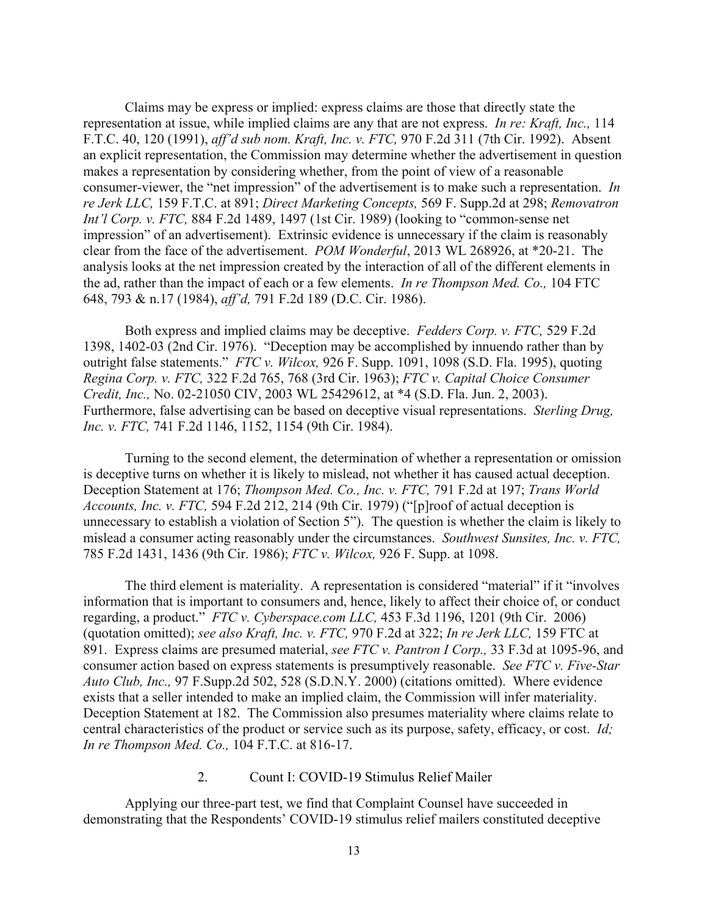Claims may be express or implied: express claims are those that directly state the representation at issue, while implied claims are any that are not express. *In re: Kraft, Inc.,* 114 F.T.C. 40, 120 (1991), *aff'd sub nom. Kraft, Inc. v. FTC,* 970 F.2d 311 (7th Cir. 1992). Absent an explicit representation, the Commission may determine whether the advertisement in question makes a representation by considering whether, from the point of view of a reasonable consumer-viewer, the "net impression" of the advertisement is to make such a representation. *In re Jerk LLC,* 159 F.T.C. at 891; *Direct Marketing Concepts,* 569 F. Supp.2d at 298; *Removatron Int'l Corp. v. FTC,* 884 F.2d 1489, 1497 (1st Cir. 1989) (looking to "common-sense net impression" of an advertisement). Extrinsic evidence is unnecessary if the claim is reasonably clear from the face of the advertisement. *POM Wonderful*, 2013 WL 268926, at *20-21. The analysis looks at the net impression created by the interaction of all of the different elements in the ad, rather than the impact of each or a few elements. *In re Thompson Med. Co.,* 104 FTC 648, 793 & n.17 (1984), *aff'd,* 791 F.2d 189 (D.C. Cir. 1986).

Both express and implied claims may be deceptive. *Fedders Corp. v. FTC,* 529 F.2d 1398, 1402-03 (2nd Cir. 1976). "Deception may be accomplished by innuendo rather than by outright false statements." *FTC v. Wilcox,* 926 F. Supp. 1091, 1098 (S.D. Fla. 1995), quoting *Regina Corp. v. FTC,* 322 F.2d 765, 768 (3rd Cir. 1963); *FTC v. Capital Choice Consumer Credit, Inc.,* No. 02-21050 CIV, 2003 WL 25429612, at *4 (S.D. Fla. Jun. 2, 2003). Furthermore, false advertising can be based on deceptive visual representations. *Sterling Drug, Inc. v. FTC,* 741 F.2d 1146, 1152, 1154 (9th Cir. 1984).

Turning to the second element, the determination of whether a representation or omission is deceptive turns on whether it is likely to mislead, not whether it has caused actual deception. Deception Statement at 176; *Thompson Med. Co., Inc. v. FTC,* 791 F.2d at 197; *Trans World Accounts, Inc. v. FTC,* 594 F.2d 212, 214 (9th Cir. 1979) ("[p]roof of actual deception is unnecessary to establish a violation of Section 5"). The question is whether the claim is likely to mislead a consumer acting reasonably under the circumstances. *Southwest Sunsites, Inc. v. FTC,* 785 F.2d 1431, 1436 (9th Cir. 1986); *FTC v. Wilcox,* 926 F. Supp. at 1098.

The third element is materiality. A representation is considered "material" if it "involves information that is important to consumers and, hence, likely to affect their choice of, or conduct regarding, a product." *FTC v. Cyberspace.com LLC,* 453 F.3d 1196, 1201 (9th Cir. 2006) (quotation omitted); *see also Kraft, Inc. v. FTC,* 970 F.2d at 322; *In re Jerk LLC,* 159 FTC at 891. Express claims are presumed material, *see FTC v. Pantron I Corp.,* 33 F.3d at 1095-96, and consumer action based on express statements is presumptively reasonable. *See FTC v. Five-Star Auto Club, Inc.,* 97 F.Supp.2d 502, 528 (S.D.N.Y. 2000) (citations omitted). Where evidence exists that a seller intended to make an implied claim, the Commission will infer materiality. Deception Statement at 182. The Commission also presumes materiality where claims relate to central characteristics of the product or service such as its purpose, safety, efficacy, or cost. *Id; In re Thompson Med. Co.,* 104 F.T.C. at 816-17.

### 2. Count I: COVID-19 Stimulus Relief Mailer

Applying our three-part test, we find that Complaint Counsel have succeeded in demonstrating that the Respondents' COVID-19 stimulus relief mailers constituted deceptive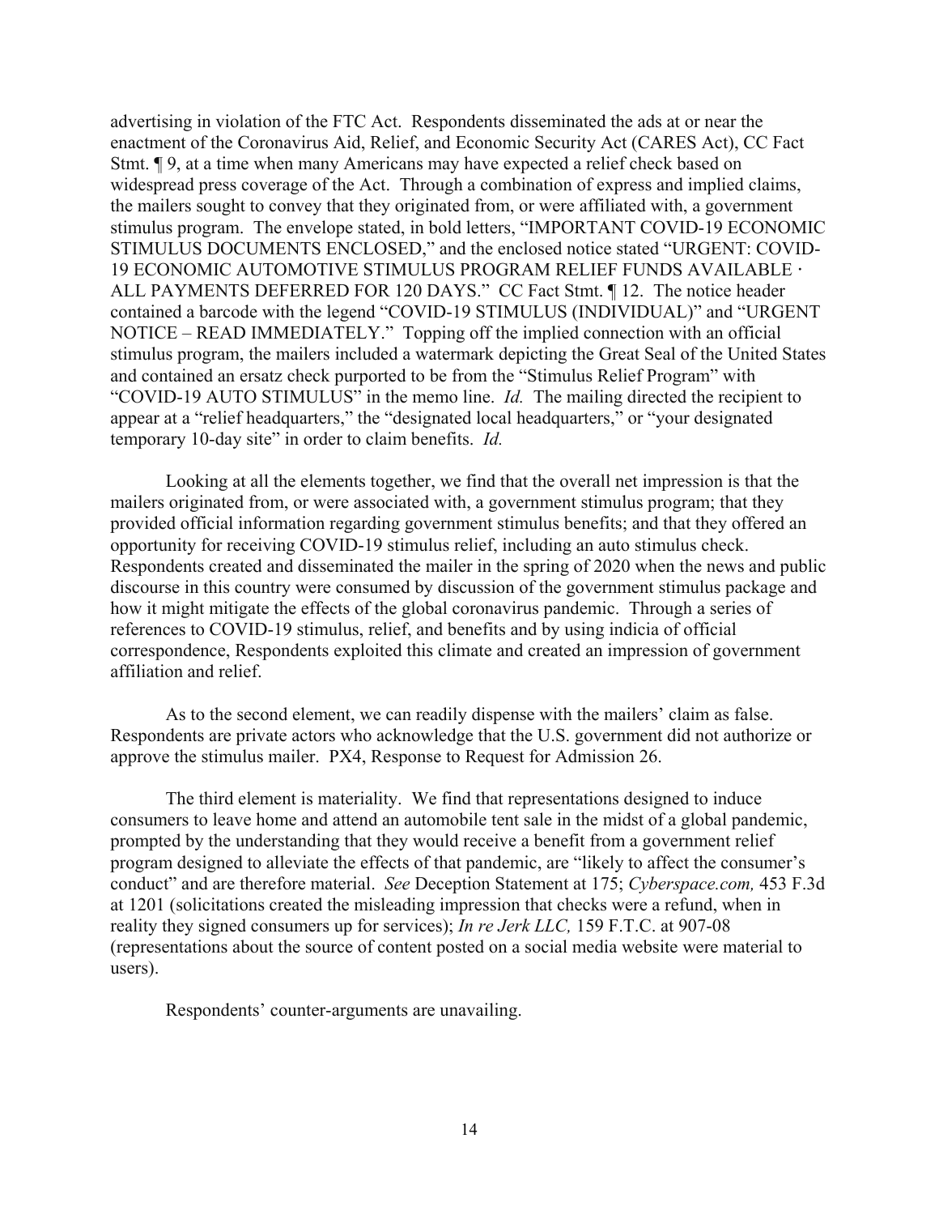advertising in violation of the FTC Act. Respondents disseminated the ads at or near the enactment of the Coronavirus Aid, Relief, and Economic Security Act (CARES Act), CC Fact Stmt. ¶ 9, at a time when many Americans may have expected a relief check based on widespread press coverage of the Act. Through a combination of express and implied claims, the mailers sought to convey that they originated from, or were affiliated with, a government stimulus program. The envelope stated, in bold letters, "IMPORTANT COVID-19 ECONOMIC STIMULUS DOCUMENTS ENCLOSED," and the enclosed notice stated "URGENT: COVID-19 ECONOMIC AUTOMOTIVE STIMULUS PROGRAM RELIEF FUNDS AVAILABLE · ALL PAYMENTS DEFERRED FOR 120 DAYS." CC Fact Stmt. ¶ 12. The notice header contained a barcode with the legend "COVID-19 STIMULUS (INDIVIDUAL)" and "URGENT NOTICE – READ IMMEDIATELY." Topping off the implied connection with an official stimulus program, the mailers included a watermark depicting the Great Seal of the United States and contained an ersatz check purported to be from the "Stimulus Relief Program" with "COVID-19 AUTO STIMULUS" in the memo line. *Id.* The mailing directed the recipient to appear at a "relief headquarters," the "designated local headquarters," or "your designated temporary 10-day site" in order to claim benefits. *Id.*

Looking at all the elements together, we find that the overall net impression is that the mailers originated from, or were associated with, a government stimulus program; that they provided official information regarding government stimulus benefits; and that they offered an opportunity for receiving COVID-19 stimulus relief, including an auto stimulus check. Respondents created and disseminated the mailer in the spring of 2020 when the news and public discourse in this country were consumed by discussion of the government stimulus package and how it might mitigate the effects of the global coronavirus pandemic. Through a series of references to COVID-19 stimulus, relief, and benefits and by using indicia of official correspondence, Respondents exploited this climate and created an impression of government affiliation and relief.

As to the second element, we can readily dispense with the mailers' claim as false. Respondents are private actors who acknowledge that the U.S. government did not authorize or approve the stimulus mailer. PX4, Response to Request for Admission 26.

The third element is materiality. We find that representations designed to induce consumers to leave home and attend an automobile tent sale in the midst of a global pandemic, prompted by the understanding that they would receive a benefit from a government relief program designed to alleviate the effects of that pandemic, are "likely to affect the consumer's conduct" and are therefore material. *See* Deception Statement at 175; *Cyberspace.com,* 453 F.3d at 1201 (solicitations created the misleading impression that checks were a refund, when in reality they signed consumers up for services); *In re Jerk LLC,* 159 F.T.C. at 907-08 (representations about the source of content posted on a social media website were material to users).

Respondents' counter-arguments are unavailing.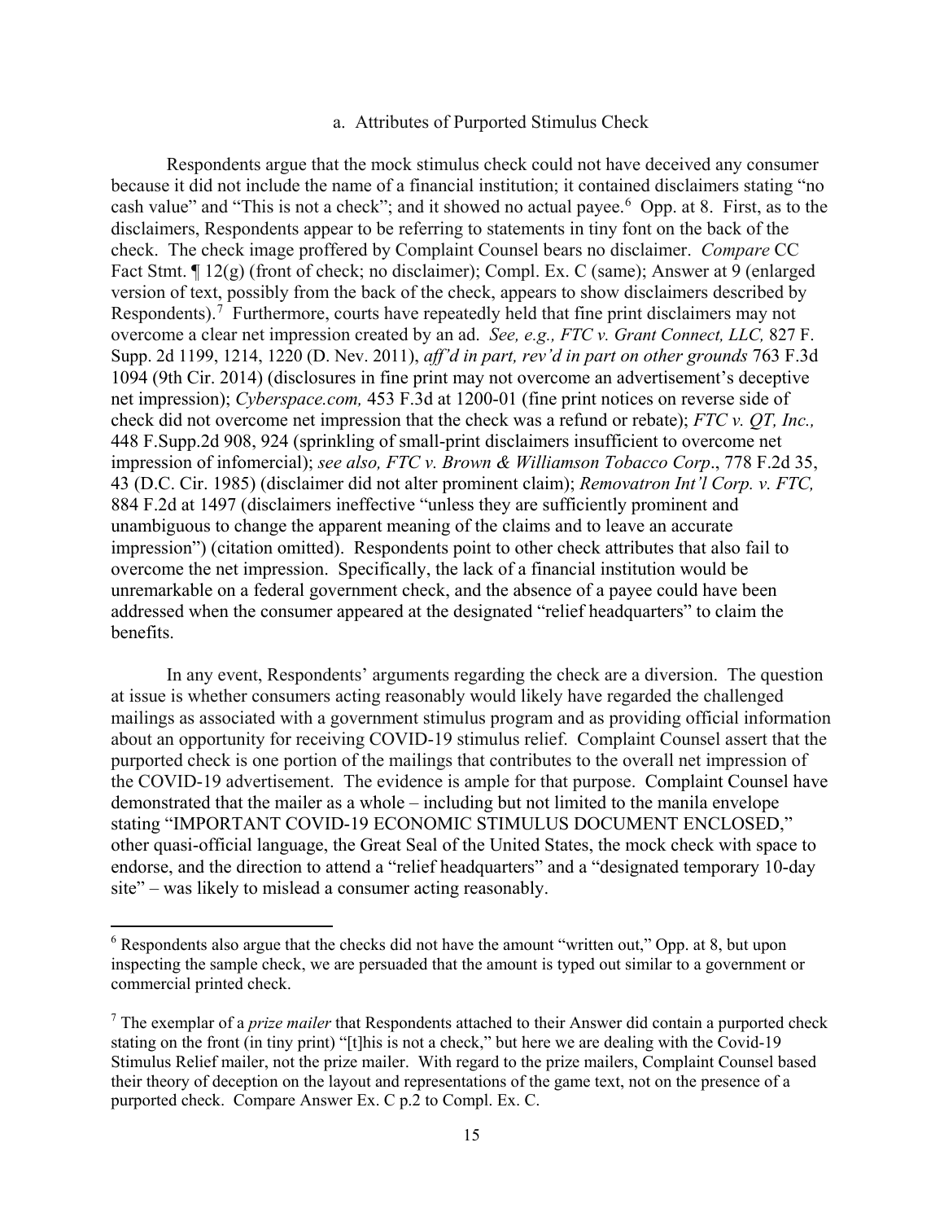### a. Attributes of Purported Stimulus Check

Respondents argue that the mock stimulus check could not have deceived any consumer because it did not include the name of a financial institution; it contained disclaimers stating "no cash value" and "This is not a check"; and it showed no actual payee.[6] Opp. at 8. First, as to the disclaimers, Respondents appear to be referring to statements in tiny font on the back of the check. The check image proffered by Complaint Counsel bears no disclaimer. *Compare* CC Fact Stmt. ¶ 12(g) (front of check; no disclaimer); Compl. Ex. C (same); Answer at 9 (enlarged version of text, possibly from the back of the check, appears to show disclaimers described by Respondents).[7] Furthermore, courts have repeatedly held that fine print disclaimers may not overcome a clear net impression created by an ad. *See, e.g., FTC v. Grant Connect, LLC,* 827 F. Supp. 2d 1199, 1214, 1220 (D. Nev. 2011), *aff'd in part, rev'd in part on other grounds* 763 F.3d 1094 (9th Cir. 2014) (disclosures in fine print may not overcome an advertisement's deceptive net impression); *Cyberspace.com,* 453 F.3d at 1200-01 (fine print notices on reverse side of check did not overcome net impression that the check was a refund or rebate); *FTC v. QT, Inc.,* 448 F.Supp.2d 908, 924 (sprinkling of small-print disclaimers insufficient to overcome net impression of infomercial); *see also, FTC v. Brown & Williamson Tobacco Corp*., 778 F.2d 35, 43 (D.C. Cir. 1985) (disclaimer did not alter prominent claim); *Removatron Int'l Corp. v. FTC,* 884 F.2d at 1497 (disclaimers ineffective "unless they are sufficiently prominent and unambiguous to change the apparent meaning of the claims and to leave an accurate impression") (citation omitted). Respondents point to other check attributes that also fail to overcome the net impression. Specifically, the lack of a financial institution would be unremarkable on a federal government check, and the absence of a payee could have been addressed when the consumer appeared at the designated "relief headquarters" to claim the benefits.

In any event, Respondents' arguments regarding the check are a diversion. The question at issue is whether consumers acting reasonably would likely have regarded the challenged mailings as associated with a government stimulus program and as providing official information about an opportunity for receiving COVID-19 stimulus relief. Complaint Counsel assert that the purported check is one portion of the mailings that contributes to the overall net impression of the COVID-19 advertisement. The evidence is ample for that purpose. Complaint Counsel have demonstrated that the mailer as a whole – including but not limited to the manila envelope stating "IMPORTANT COVID-19 ECONOMIC STIMULUS DOCUMENT ENCLOSED," other quasi-official language, the Great Seal of the United States, the mock check with space to endorse, and the direction to attend a "relief headquarters" and a "designated temporary 10-day site" – was likely to mislead a consumer acting reasonably.

---

[6] Respondents also argue that the checks did not have the amount "written out," Opp. at 8, but upon inspecting the sample check, we are persuaded that the amount is typed out similar to a government or commercial printed check.

[7] The exemplar of a *prize mailer* that Respondents attached to their Answer did contain a purported check stating on the front (in tiny print) "[t]his is not a check," but here we are dealing with the Covid-19 Stimulus Relief mailer, not the prize mailer. With regard to the prize mailers, Complaint Counsel based their theory of deception on the layout and representations of the game text, not on the presence of a purported check. Compare Answer Ex. C p.2 to Compl. Ex. C.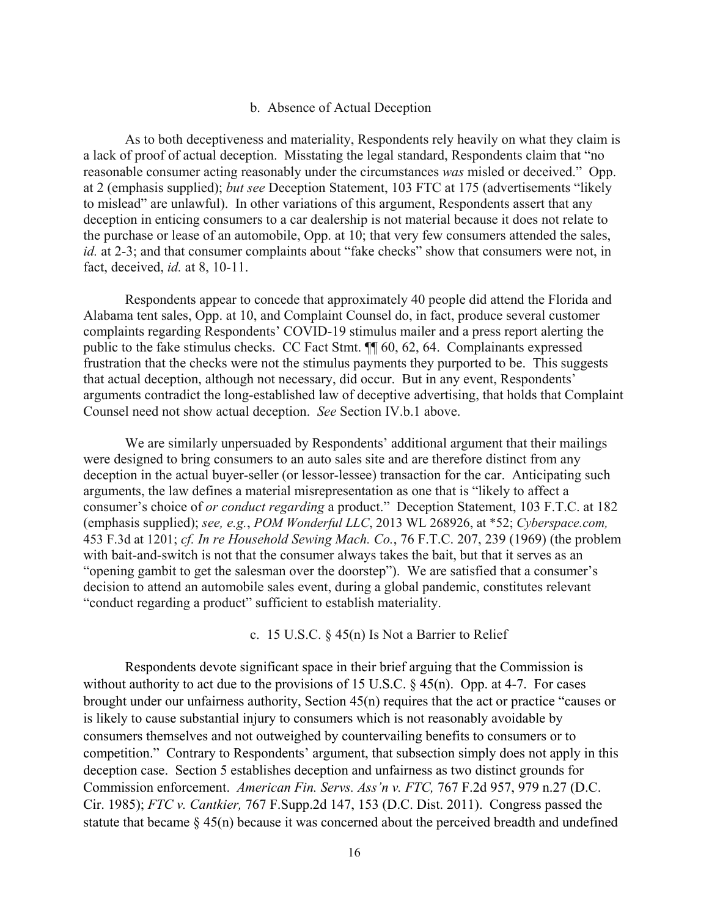### b. Absence of Actual Deception

As to both deceptiveness and materiality, Respondents rely heavily on what they claim is a lack of proof of actual deception. Misstating the legal standard, Respondents claim that "no reasonable consumer acting reasonably under the circumstances *was* misled or deceived." Opp. at 2 (emphasis supplied); *but see* Deception Statement, 103 FTC at 175 (advertisements "likely to mislead" are unlawful). In other variations of this argument, Respondents assert that any deception in enticing consumers to a car dealership is not material because it does not relate to the purchase or lease of an automobile, Opp. at 10; that very few consumers attended the sales, *id.* at 2-3; and that consumer complaints about "fake checks" show that consumers were not, in fact, deceived, *id.* at 8, 10-11.

Respondents appear to concede that approximately 40 people did attend the Florida and Alabama tent sales, Opp. at 10, and Complaint Counsel do, in fact, produce several customer complaints regarding Respondents' COVID-19 stimulus mailer and a press report alerting the public to the fake stimulus checks. CC Fact Stmt. ¶¶ 60, 62, 64. Complainants expressed frustration that the checks were not the stimulus payments they purported to be. This suggests that actual deception, although not necessary, did occur. But in any event, Respondents' arguments contradict the long-established law of deceptive advertising, that holds that Complaint Counsel need not show actual deception. *See* Section IV.b.1 above.

We are similarly unpersuaded by Respondents' additional argument that their mailings were designed to bring consumers to an auto sales site and are therefore distinct from any deception in the actual buyer-seller (or lessor-lessee) transaction for the car. Anticipating such arguments, the law defines a material misrepresentation as one that is "likely to affect a consumer's choice of *or conduct regarding* a product." Deception Statement, 103 F.T.C. at 182 (emphasis supplied); *see, e.g.*, *POM Wonderful LLC*, 2013 WL 268926, at \*52; *Cyberspace.com,* 453 F.3d at 1201; *cf. In re Household Sewing Mach. Co.*, 76 F.T.C. 207, 239 (1969) (the problem with bait-and-switch is not that the consumer always takes the bait, but that it serves as an "opening gambit to get the salesman over the doorstep"). We are satisfied that a consumer's decision to attend an automobile sales event, during a global pandemic, constitutes relevant "conduct regarding a product" sufficient to establish materiality.

### c. 15 U.S.C. § 45(n) Is Not a Barrier to Relief

Respondents devote significant space in their brief arguing that the Commission is without authority to act due to the provisions of 15 U.S.C. § 45(n). Opp. at 4-7. For cases brought under our unfairness authority, Section 45(n) requires that the act or practice "causes or is likely to cause substantial injury to consumers which is not reasonably avoidable by consumers themselves and not outweighed by countervailing benefits to consumers or to competition." Contrary to Respondents' argument, that subsection simply does not apply in this deception case. Section 5 establishes deception and unfairness as two distinct grounds for Commission enforcement. *American Fin. Servs. Ass'n v. FTC,* 767 F.2d 957, 979 n.27 (D.C. Cir. 1985); *FTC v. Cantkier,* 767 F.Supp.2d 147, 153 (D.C. Dist. 2011). Congress passed the statute that became § 45(n) because it was concerned about the perceived breadth and undefined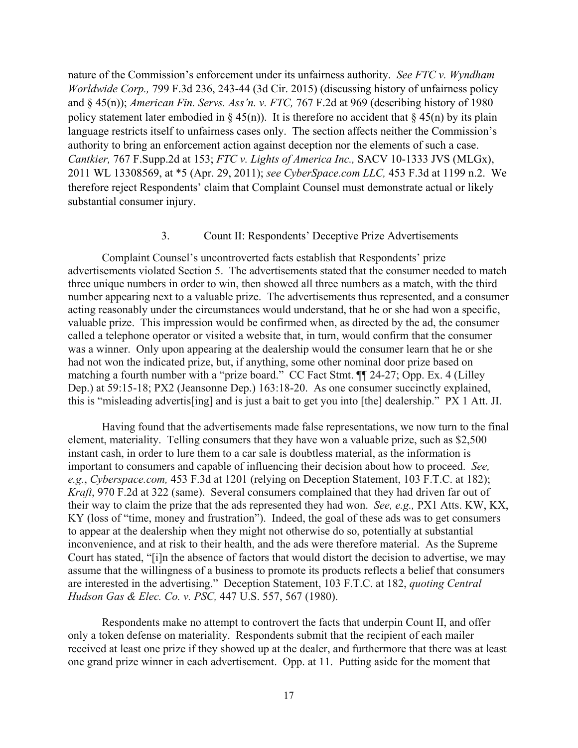nature of the Commission's enforcement under its unfairness authority. *See FTC v. Wyndham Worldwide Corp.,* 799 F.3d 236, 243-44 (3d Cir. 2015) (discussing history of unfairness policy and § 45(n)); *American Fin. Servs. Ass'n. v. FTC,* 767 F.2d at 969 (describing history of 1980 policy statement later embodied in § 45(n)). It is therefore no accident that § 45(n) by its plain language restricts itself to unfairness cases only. The section affects neither the Commission's authority to bring an enforcement action against deception nor the elements of such a case. *Cantkier,* 767 F.Supp.2d at 153; *FTC v. Lights of America Inc.,* SACV 10-1333 JVS (MLGx), 2011 WL 13308569, at *5 (Apr. 29, 2011); *see CyberSpace.com LLC,* 453 F.3d at 1199 n.2. We therefore reject Respondents' claim that Complaint Counsel must demonstrate actual or likely substantial consumer injury.

### 3. Count II: Respondents' Deceptive Prize Advertisements

Complaint Counsel's uncontroverted facts establish that Respondents' prize advertisements violated Section 5. The advertisements stated that the consumer needed to match three unique numbers in order to win, then showed all three numbers as a match, with the third number appearing next to a valuable prize. The advertisements thus represented, and a consumer acting reasonably under the circumstances would understand, that he or she had won a specific, valuable prize. This impression would be confirmed when, as directed by the ad, the consumer called a telephone operator or visited a website that, in turn, would confirm that the consumer was a winner. Only upon appearing at the dealership would the consumer learn that he or she had not won the indicated prize, but, if anything, some other nominal door prize based on matching a fourth number with a "prize board." CC Fact Stmt. ¶¶ 24-27; Opp. Ex. 4 (Lilley Dep.) at 59:15-18; PX2 (Jeansonne Dep.) 163:18-20. As one consumer succinctly explained, this is "misleading advertis[ing] and is just a bait to get you into [the] dealership." PX 1 Att. JI.

Having found that the advertisements made false representations, we now turn to the final element, materiality. Telling consumers that they have won a valuable prize, such as $2,500 instant cash, in order to lure them to a car sale is doubtless material, as the information is important to consumers and capable of influencing their decision about how to proceed. *See, e.g.*, *Cyberspace.com,* 453 F.3d at 1201 (relying on Deception Statement, 103 F.T.C. at 182); *Kraft*, 970 F.2d at 322 (same). Several consumers complained that they had driven far out of their way to claim the prize that the ads represented they had won. *See, e.g.,* PX1 Atts. KW, KX, KY (loss of "time, money and frustration"). Indeed, the goal of these ads was to get consumers to appear at the dealership when they might not otherwise do so, potentially at substantial inconvenience, and at risk to their health, and the ads were therefore material. As the Supreme Court has stated, "[i]n the absence of factors that would distort the decision to advertise, we may assume that the willingness of a business to promote its products reflects a belief that consumers are interested in the advertising." Deception Statement, 103 F.T.C. at 182, *quoting Central Hudson Gas & Elec. Co. v. PSC,* 447 U.S. 557, 567 (1980).

Respondents make no attempt to controvert the facts that underpin Count II, and offer only a token defense on materiality. Respondents submit that the recipient of each mailer received at least one prize if they showed up at the dealer, and furthermore that there was at least one grand prize winner in each advertisement. Opp. at 11. Putting aside for the moment that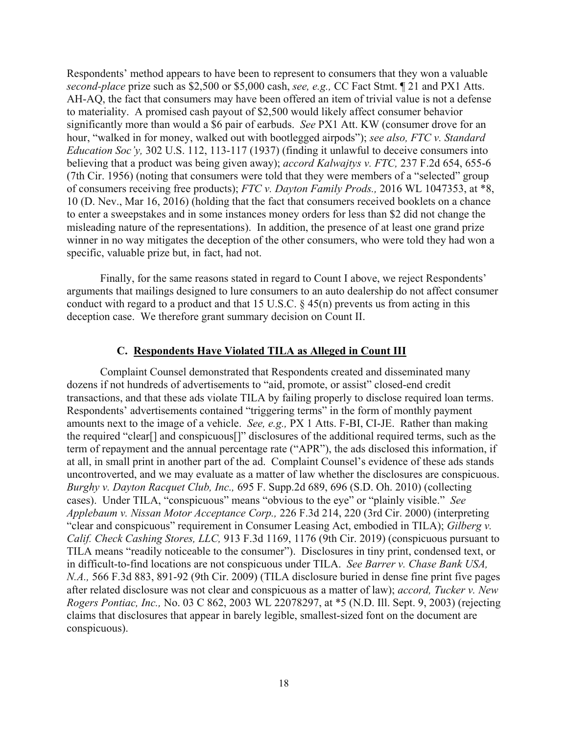Respondents' method appears to have been to represent to consumers that they won a valuable *second-place* prize such as $2,500 or $5,000 cash, *see, e.g.,* CC Fact Stmt. ¶ 21 and PX1 Atts. AH-AQ, the fact that consumers may have been offered an item of trivial value is not a defense to materiality. A promised cash payout of $2,500 would likely affect consumer behavior significantly more than would a $6 pair of earbuds. *See* PX1 Att. KW (consumer drove for an hour, "walked in for money, walked out with bootlegged airpods"); *see also, FTC v. Standard Education Soc'y,* 302 U.S. 112, 113-117 (1937) (finding it unlawful to deceive consumers into believing that a product was being given away); *accord Kalwajtys v. FTC,* 237 F.2d 654, 655-6 (7th Cir. 1956) (noting that consumers were told that they were members of a "selected" group of consumers receiving free products); *FTC v. Dayton Family Prods.,* 2016 WL 1047353, at *8, 10 (D. Nev., Mar 16, 2016) (holding that the fact that consumers received booklets on a chance to enter a sweepstakes and in some instances money orders for less than $2 did not change the misleading nature of the representations). In addition, the presence of at least one grand prize winner in no way mitigates the deception of the other consumers, who were told they had won a specific, valuable prize but, in fact, had not.

Finally, for the same reasons stated in regard to Count I above, we reject Respondents' arguments that mailings designed to lure consumers to an auto dealership do not affect consumer conduct with regard to a product and that 15 U.S.C. § 45(n) prevents us from acting in this deception case. We therefore grant summary decision on Count II.

### C. Respondents Have Violated TILA as Alleged in Count III

Complaint Counsel demonstrated that Respondents created and disseminated many dozens if not hundreds of advertisements to "aid, promote, or assist" closed-end credit transactions, and that these ads violate TILA by failing properly to disclose required loan terms. Respondents' advertisements contained "triggering terms" in the form of monthly payment amounts next to the image of a vehicle. *See, e.g.,* PX 1 Atts. F-BI, CI-JE. Rather than making the required "clear[] and conspicuous[]" disclosures of the additional required terms, such as the term of repayment and the annual percentage rate ("APR"), the ads disclosed this information, if at all, in small print in another part of the ad. Complaint Counsel's evidence of these ads stands uncontroverted, and we may evaluate as a matter of law whether the disclosures are conspicuous. *Burghy v. Dayton Racquet Club, Inc.,* 695 F. Supp.2d 689, 696 (S.D. Oh. 2010) (collecting cases). Under TILA, "conspicuous" means "obvious to the eye" or "plainly visible." *See Applebaum v. Nissan Motor Acceptance Corp.,* 226 F.3d 214, 220 (3rd Cir. 2000) (interpreting "clear and conspicuous" requirement in Consumer Leasing Act, embodied in TILA); *Gilberg v. Calif. Check Cashing Stores, LLC,* 913 F.3d 1169, 1176 (9th Cir. 2019) (conspicuous pursuant to TILA means "readily noticeable to the consumer"). Disclosures in tiny print, condensed text, or in difficult-to-find locations are not conspicuous under TILA. *See Barrer v. Chase Bank USA, N.A.,* 566 F.3d 883, 891-92 (9th Cir. 2009) (TILA disclosure buried in dense fine print five pages after related disclosure was not clear and conspicuous as a matter of law); *accord, Tucker v. New Rogers Pontiac, Inc.,* No. 03 C 862, 2003 WL 22078297, at *5 (N.D. Ill. Sept. 9, 2003) (rejecting claims that disclosures that appear in barely legible, smallest-sized font on the document are conspicuous).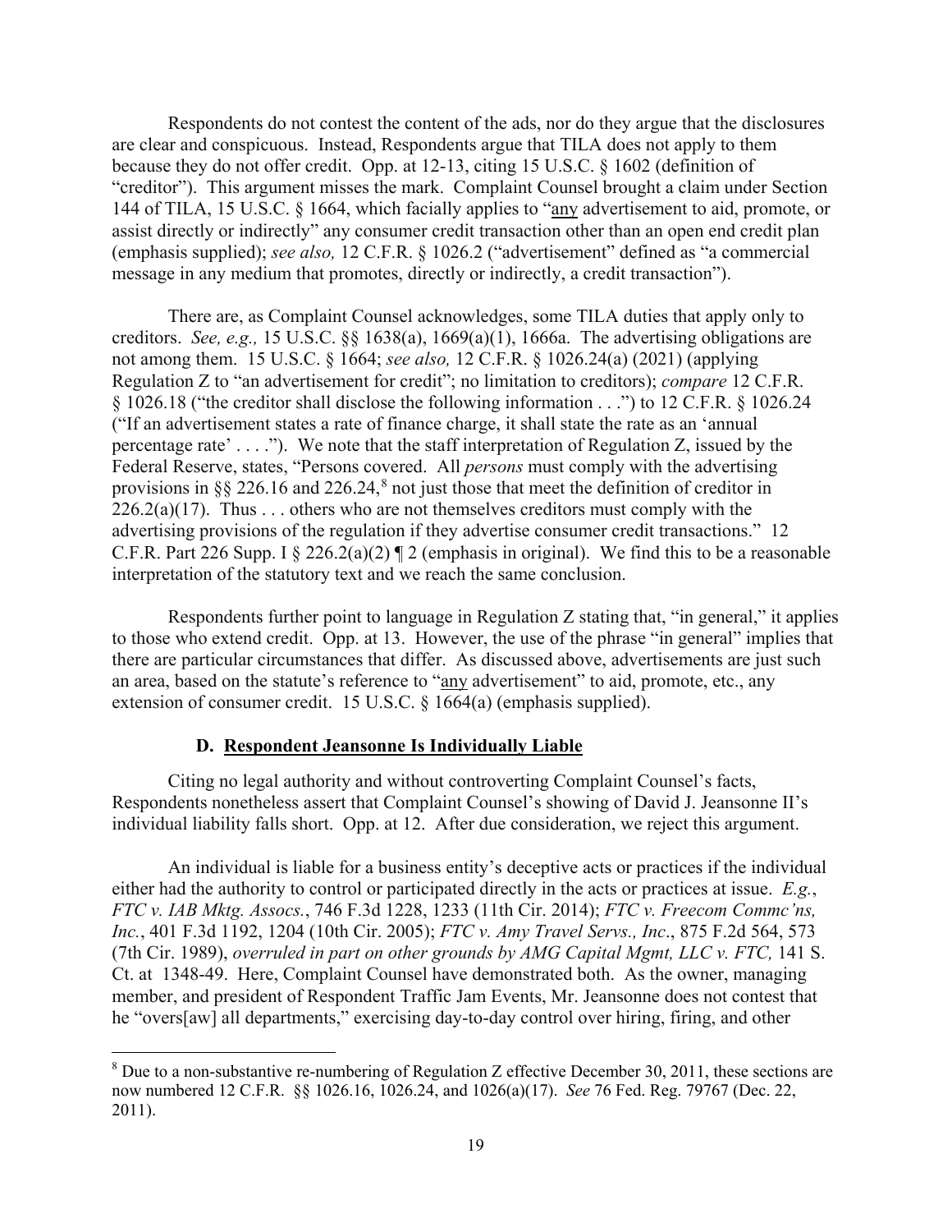Respondents do not contest the content of the ads, nor do they argue that the disclosures are clear and conspicuous. Instead, Respondents argue that TILA does not apply to them because they do not offer credit. Opp. at 12-13, citing 15 U.S.C. § 1602 (definition of "creditor"). This argument misses the mark. Complaint Counsel brought a claim under Section 144 of TILA, 15 U.S.C. § 1664, which facially applies to "any advertisement to aid, promote, or assist directly or indirectly" any consumer credit transaction other than an open end credit plan (emphasis supplied); *see also,* 12 C.F.R. § 1026.2 ("advertisement" defined as "a commercial message in any medium that promotes, directly or indirectly, a credit transaction").

There are, as Complaint Counsel acknowledges, some TILA duties that apply only to creditors. *See, e.g.,* 15 U.S.C. §§ 1638(a), 1669(a)(1), 1666a. The advertising obligations are not among them. 15 U.S.C. § 1664; *see also,* 12 C.F.R. § 1026.24(a) (2021) (applying Regulation Z to "an advertisement for credit"; no limitation to creditors); *compare* 12 C.F.R. § 1026.18 ("the creditor shall disclose the following information . . .") to 12 C.F.R. § 1026.24 ("If an advertisement states a rate of finance charge, it shall state the rate as an 'annual percentage rate' . . . ."). We note that the staff interpretation of Regulation Z, issued by the Federal Reserve, states, "Persons covered. All *persons* must comply with the advertising provisions in §§ 226.16 and 226.24,[8] not just those that meet the definition of creditor in 226.2(a)(17). Thus . . . others who are not themselves creditors must comply with the advertising provisions of the regulation if they advertise consumer credit transactions." 12 C.F.R. Part 226 Supp. I § 226.2(a)(2) ¶ 2 (emphasis in original). We find this to be a reasonable interpretation of the statutory text and we reach the same conclusion.

Respondents further point to language in Regulation Z stating that, "in general," it applies to those who extend credit. Opp. at 13. However, the use of the phrase "in general" implies that there are particular circumstances that differ. As discussed above, advertisements are just such an area, based on the statute's reference to "any advertisement" to aid, promote, etc., any extension of consumer credit. 15 U.S.C. § 1664(a) (emphasis supplied).

### D. Respondent Jeansonne Is Individually Liable

Citing no legal authority and without controverting Complaint Counsel's facts, Respondents nonetheless assert that Complaint Counsel's showing of David J. Jeansonne II's individual liability falls short. Opp. at 12. After due consideration, we reject this argument.

An individual is liable for a business entity's deceptive acts or practices if the individual either had the authority to control or participated directly in the acts or practices at issue. *E.g.*, *FTC v. IAB Mktg. Assocs.*, 746 F.3d 1228, 1233 (11th Cir. 2014); *FTC v. Freecom Commc'ns, Inc.*, 401 F.3d 1192, 1204 (10th Cir. 2005); *FTC v. Amy Travel Servs., Inc*., 875 F.2d 564, 573 (7th Cir. 1989), *overruled in part on other grounds by AMG Capital Mgmt, LLC v. FTC,* 141 S. Ct. at 1348-49. Here, Complaint Counsel have demonstrated both. As the owner, managing member, and president of Respondent Traffic Jam Events, Mr. Jeansonne does not contest that he "overs[aw] all departments," exercising day-to-day control over hiring, firing, and other

[8] Due to a non-substantive re-numbering of Regulation Z effective December 30, 2011, these sections are now numbered 12 C.F.R. §§ 1026.16, 1026.24, and 1026(a)(17). *See* 76 Fed. Reg. 79767 (Dec. 22, 2011).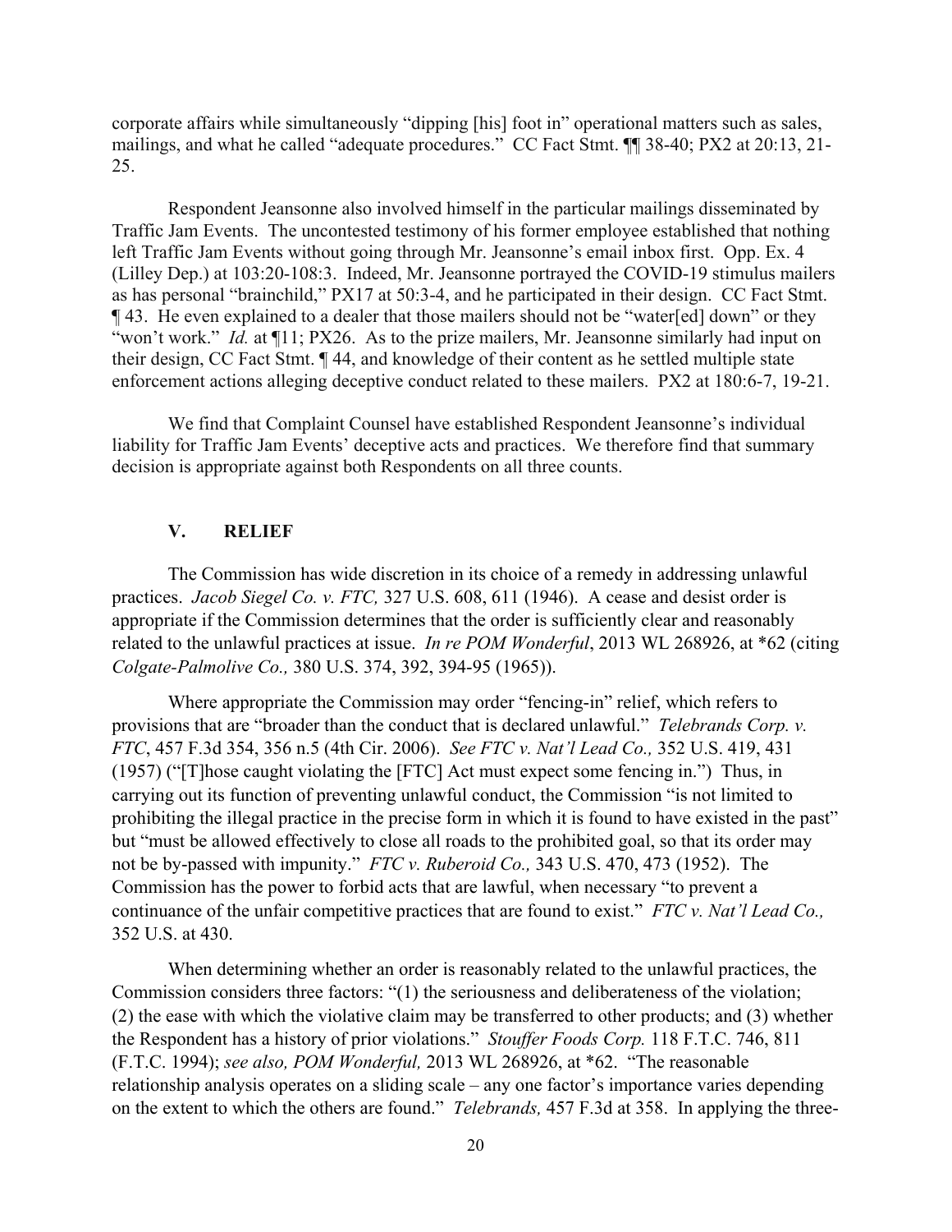corporate affairs while simultaneously "dipping [his] foot in" operational matters such as sales, mailings, and what he called "adequate procedures." CC Fact Stmt. ¶¶ 38-40; PX2 at 20:13, 21-25.

Respondent Jeansonne also involved himself in the particular mailings disseminated by Traffic Jam Events. The uncontested testimony of his former employee established that nothing left Traffic Jam Events without going through Mr. Jeansonne's email inbox first. Opp. Ex. 4 (Lilley Dep.) at 103:20-108:3. Indeed, Mr. Jeansonne portrayed the COVID-19 stimulus mailers as has personal "brainchild," PX17 at 50:3-4, and he participated in their design. CC Fact Stmt. ¶ 43. He even explained to a dealer that those mailers should not be "water[ed] down" or they "won't work." *Id.* at ¶11; PX26. As to the prize mailers, Mr. Jeansonne similarly had input on their design, CC Fact Stmt. ¶ 44, and knowledge of their content as he settled multiple state enforcement actions alleging deceptive conduct related to these mailers. PX2 at 180:6-7, 19-21.

We find that Complaint Counsel have established Respondent Jeansonne's individual liability for Traffic Jam Events' deceptive acts and practices. We therefore find that summary decision is appropriate against both Respondents on all three counts.

## V. RELIEF

The Commission has wide discretion in its choice of a remedy in addressing unlawful practices. *Jacob Siegel Co. v. FTC,* 327 U.S. 608, 611 (1946). A cease and desist order is appropriate if the Commission determines that the order is sufficiently clear and reasonably related to the unlawful practices at issue. *In re POM Wonderful*, 2013 WL 268926, at *62 (citing *Colgate-Palmolive Co.,* 380 U.S. 374, 392, 394-95 (1965)).

Where appropriate the Commission may order "fencing-in" relief, which refers to provisions that are "broader than the conduct that is declared unlawful." *Telebrands Corp. v. FTC*, 457 F.3d 354, 356 n.5 (4th Cir. 2006). *See FTC v. Nat'l Lead Co.,* 352 U.S. 419, 431 (1957) ("[T]hose caught violating the [FTC] Act must expect some fencing in.") Thus, in carrying out its function of preventing unlawful conduct, the Commission "is not limited to prohibiting the illegal practice in the precise form in which it is found to have existed in the past" but "must be allowed effectively to close all roads to the prohibited goal, so that its order may not be by-passed with impunity." *FTC v. Ruberoid Co.,* 343 U.S. 470, 473 (1952). The Commission has the power to forbid acts that are lawful, when necessary "to prevent a continuance of the unfair competitive practices that are found to exist." *FTC v. Nat'l Lead Co.,* 352 U.S. at 430.

When determining whether an order is reasonably related to the unlawful practices, the Commission considers three factors: "(1) the seriousness and deliberateness of the violation; (2) the ease with which the violative claim may be transferred to other products; and (3) whether the Respondent has a history of prior violations." *Stouffer Foods Corp.* 118 F.T.C. 746, 811 (F.T.C. 1994); *see also, POM Wonderful,* 2013 WL 268926, at *62. "The reasonable relationship analysis operates on a sliding scale – any one factor's importance varies depending on the extent to which the others are found." *Telebrands,* 457 F.3d at 358. In applying the three-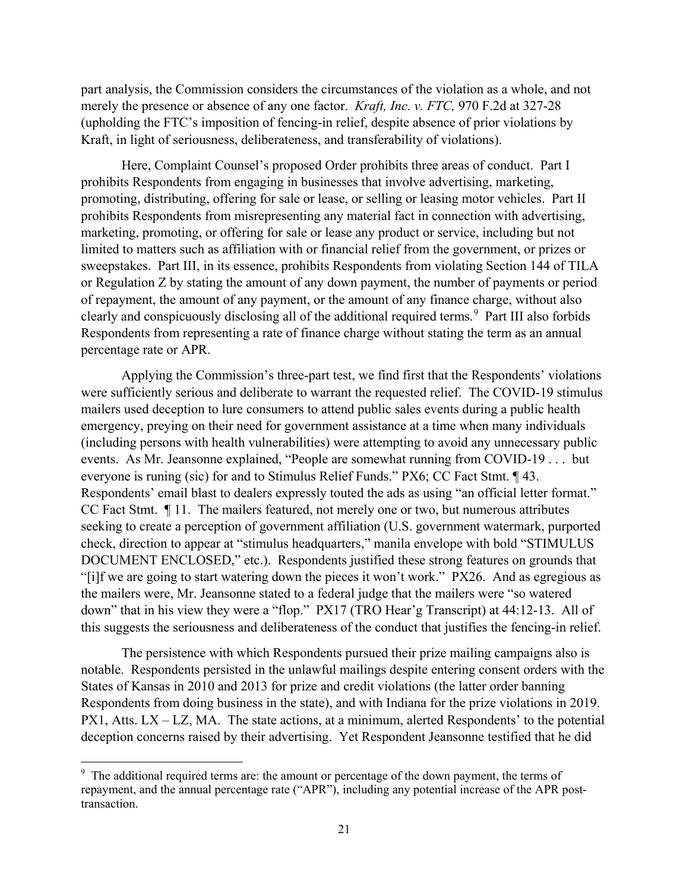part analysis, the Commission considers the circumstances of the violation as a whole, and not merely the presence or absence of any one factor. *Kraft, Inc. v. FTC,* 970 F.2d at 327-28 (upholding the FTC's imposition of fencing-in relief, despite absence of prior violations by Kraft, in light of seriousness, deliberateness, and transferability of violations).

Here, Complaint Counsel's proposed Order prohibits three areas of conduct. Part I prohibits Respondents from engaging in businesses that involve advertising, marketing, promoting, distributing, offering for sale or lease, or selling or leasing motor vehicles. Part II prohibits Respondents from misrepresenting any material fact in connection with advertising, marketing, promoting, or offering for sale or lease any product or service, including but not limited to matters such as affiliation with or financial relief from the government, or prizes or sweepstakes. Part III, in its essence, prohibits Respondents from violating Section 144 of TILA or Regulation Z by stating the amount of any down payment, the number of payments or period of repayment, the amount of any payment, or the amount of any finance charge, without also clearly and conspicuously disclosing all of the additional required terms.[9] Part III also forbids Respondents from representing a rate of finance charge without stating the term as an annual percentage rate or APR.

Applying the Commission's three-part test, we find first that the Respondents' violations were sufficiently serious and deliberate to warrant the requested relief. The COVID-19 stimulus mailers used deception to lure consumers to attend public sales events during a public health emergency, preying on their need for government assistance at a time when many individuals (including persons with health vulnerabilities) were attempting to avoid any unnecessary public events. As Mr. Jeansonne explained, "People are somewhat running from COVID-19 . . . but everyone is runing (sic) for and to Stimulus Relief Funds." PX6; CC Fact Stmt. ¶ 43. Respondents' email blast to dealers expressly touted the ads as using "an official letter format." CC Fact Stmt. ¶ 11. The mailers featured, not merely one or two, but numerous attributes seeking to create a perception of government affiliation (U.S. government watermark, purported check, direction to appear at "stimulus headquarters," manila envelope with bold "STIMULUS DOCUMENT ENCLOSED," etc.). Respondents justified these strong features on grounds that "[i]f we are going to start watering down the pieces it won't work." PX26. And as egregious as the mailers were, Mr. Jeansonne stated to a federal judge that the mailers were "so watered down" that in his view they were a "flop." PX17 (TRO Hear'g Transcript) at 44:12-13. All of this suggests the seriousness and deliberateness of the conduct that justifies the fencing-in relief.

The persistence with which Respondents pursued their prize mailing campaigns also is notable. Respondents persisted in the unlawful mailings despite entering consent orders with the States of Kansas in 2010 and 2013 for prize and credit violations (the latter order banning Respondents from doing business in the state), and with Indiana for the prize violations in 2019. PX1, Atts. LX – LZ, MA. The state actions, at a minimum, alerted Respondents' to the potential deception concerns raised by their advertising. Yet Respondent Jeansonne testified that he did

[9] The additional required terms are: the amount or percentage of the down payment, the terms of repayment, and the annual percentage rate ("APR"), including any potential increase of the APR post-transaction.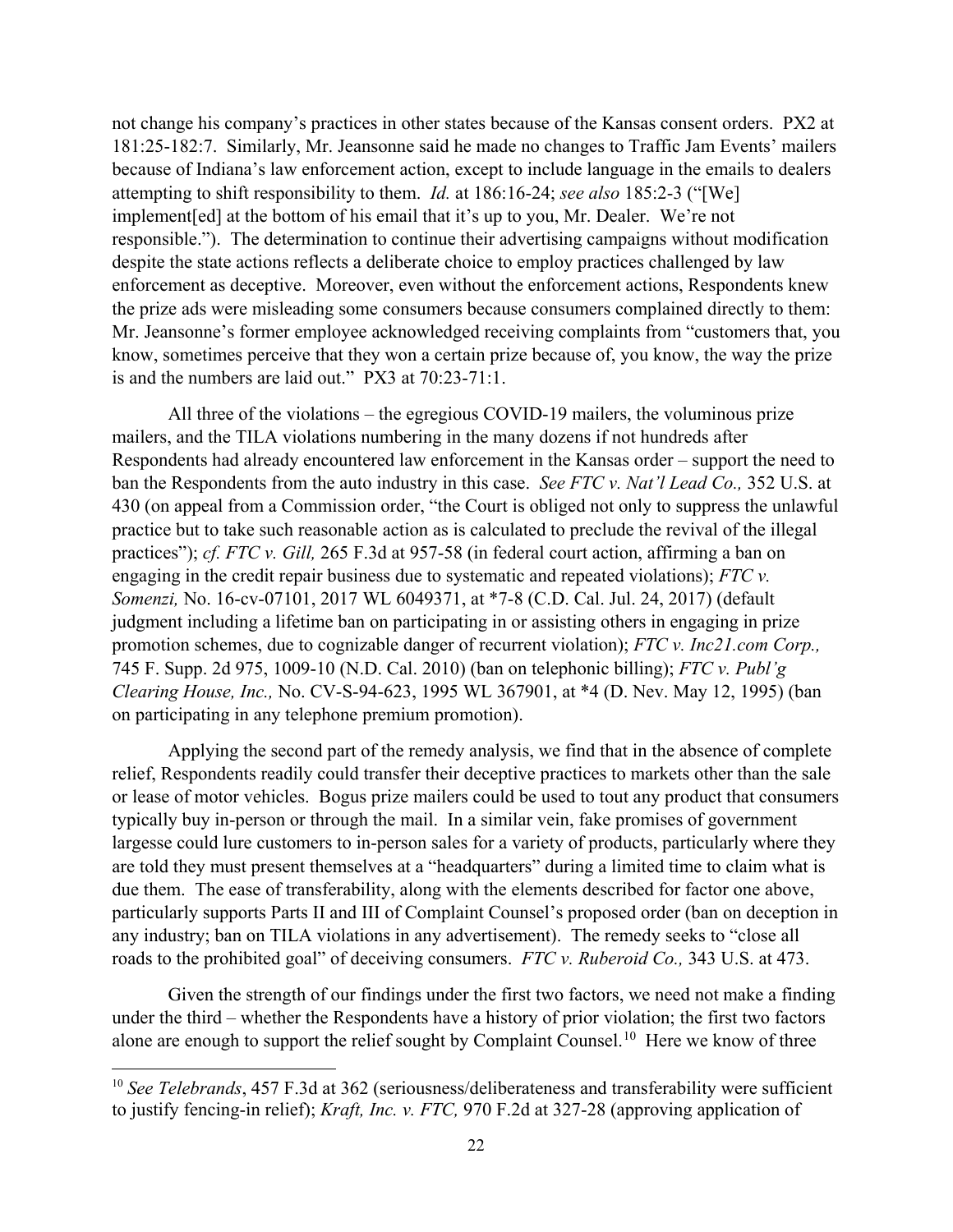not change his company's practices in other states because of the Kansas consent orders. PX2 at 181:25-182:7. Similarly, Mr. Jeansonne said he made no changes to Traffic Jam Events' mailers because of Indiana's law enforcement action, except to include language in the emails to dealers attempting to shift responsibility to them. *Id.* at 186:16-24; *see also* 185:2-3 ("[We] implement[ed] at the bottom of his email that it's up to you, Mr. Dealer. We're not responsible."). The determination to continue their advertising campaigns without modification despite the state actions reflects a deliberate choice to employ practices challenged by law enforcement as deceptive. Moreover, even without the enforcement actions, Respondents knew the prize ads were misleading some consumers because consumers complained directly to them: Mr. Jeansonne's former employee acknowledged receiving complaints from "customers that, you know, sometimes perceive that they won a certain prize because of, you know, the way the prize is and the numbers are laid out." PX3 at 70:23-71:1.

All three of the violations – the egregious COVID-19 mailers, the voluminous prize mailers, and the TILA violations numbering in the many dozens if not hundreds after Respondents had already encountered law enforcement in the Kansas order – support the need to ban the Respondents from the auto industry in this case. *See FTC v. Nat'l Lead Co.,* 352 U.S. at 430 (on appeal from a Commission order, "the Court is obliged not only to suppress the unlawful practice but to take such reasonable action as is calculated to preclude the revival of the illegal practices"); *cf. FTC v. Gill,* 265 F.3d at 957-58 (in federal court action, affirming a ban on engaging in the credit repair business due to systematic and repeated violations); *FTC v. Somenzi,* No. 16-cv-07101, 2017 WL 6049371, at *7-8 (C.D. Cal. Jul. 24, 2017) (default judgment including a lifetime ban on participating in or assisting others in engaging in prize promotion schemes, due to cognizable danger of recurrent violation); *FTC v. Inc21.com Corp.,* 745 F. Supp. 2d 975, 1009-10 (N.D. Cal. 2010) (ban on telephonic billing); *FTC v. Publ'g Clearing House, Inc.,* No. CV-S-94-623, 1995 WL 367901, at *4 (D. Nev. May 12, 1995) (ban on participating in any telephone premium promotion).

Applying the second part of the remedy analysis, we find that in the absence of complete relief, Respondents readily could transfer their deceptive practices to markets other than the sale or lease of motor vehicles. Bogus prize mailers could be used to tout any product that consumers typically buy in-person or through the mail. In a similar vein, fake promises of government largesse could lure customers to in-person sales for a variety of products, particularly where they are told they must present themselves at a "headquarters" during a limited time to claim what is due them. The ease of transferability, along with the elements described for factor one above, particularly supports Parts II and III of Complaint Counsel's proposed order (ban on deception in any industry; ban on TILA violations in any advertisement). The remedy seeks to "close all roads to the prohibited goal" of deceiving consumers. *FTC v. Ruberoid Co.,* 343 U.S. at 473.

Given the strength of our findings under the first two factors, we need not make a finding under the third – whether the Respondents have a history of prior violation; the first two factors alone are enough to support the relief sought by Complaint Counsel.[10] Here we know of three

---

[10] *See Telebrands*, 457 F.3d at 362 (seriousness/deliberateness and transferability were sufficient to justify fencing-in relief); *Kraft, Inc. v. FTC,* 970 F.2d at 327-28 (approving application of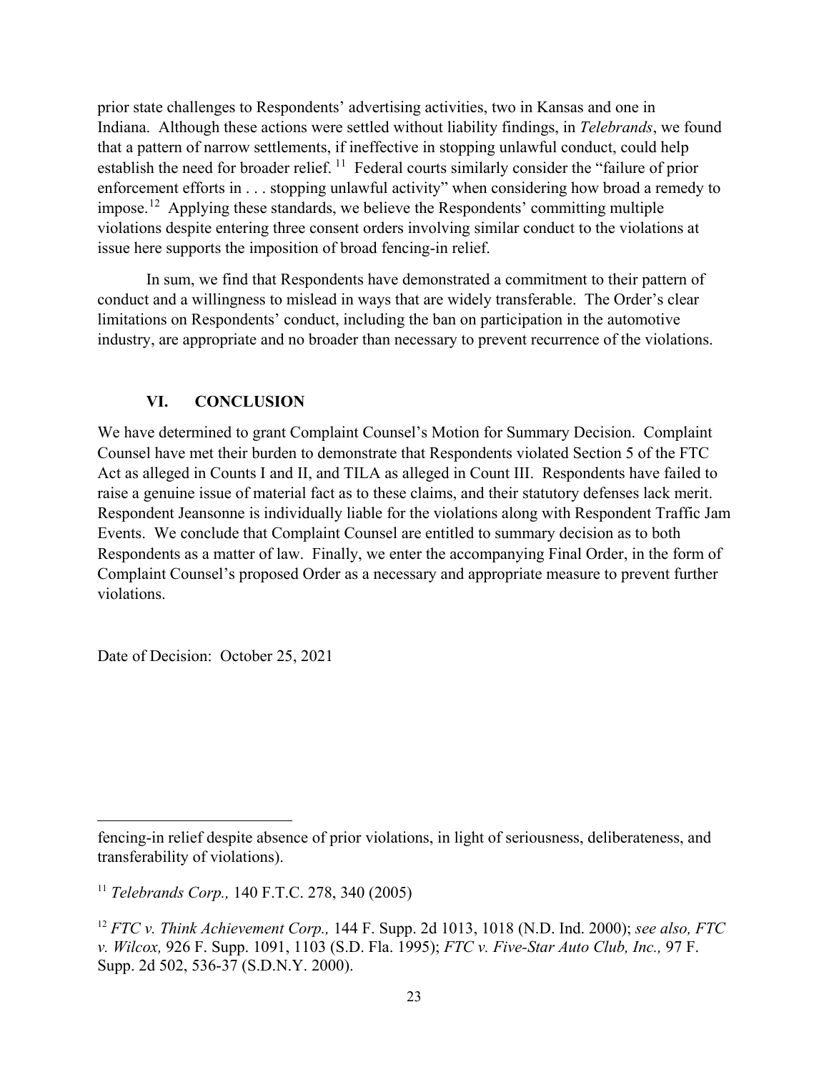prior state challenges to Respondents' advertising activities, two in Kansas and one in Indiana. Although these actions were settled without liability findings, in *Telebrands*, we found that a pattern of narrow settlements, if ineffective in stopping unlawful conduct, could help establish the need for broader relief. [11] Federal courts similarly consider the "failure of prior enforcement efforts in . . . stopping unlawful activity" when considering how broad a remedy to impose. [12] Applying these standards, we believe the Respondents' committing multiple violations despite entering three consent orders involving similar conduct to the violations at issue here supports the imposition of broad fencing-in relief.

In sum, we find that Respondents have demonstrated a commitment to their pattern of conduct and a willingness to mislead in ways that are widely transferable. The Order's clear limitations on Respondents' conduct, including the ban on participation in the automotive industry, are appropriate and no broader than necessary to prevent recurrence of the violations.

## VI. CONCLUSION

We have determined to grant Complaint Counsel's Motion for Summary Decision. Complaint Counsel have met their burden to demonstrate that Respondents violated Section 5 of the FTC Act as alleged in Counts I and II, and TILA as alleged in Count III. Respondents have failed to raise a genuine issue of material fact as to these claims, and their statutory defenses lack merit. Respondent Jeansonne is individually liable for the violations along with Respondent Traffic Jam Events. We conclude that Complaint Counsel are entitled to summary decision as to both Respondents as a matter of law. Finally, we enter the accompanying Final Order, in the form of Complaint Counsel's proposed Order as a necessary and appropriate measure to prevent further violations.

Date of Decision: October 25, 2021

---

fencing-in relief despite absence of prior violations, in light of seriousness, deliberateness, and transferability of violations).

[11] *Telebrands Corp.,* 140 F.T.C. 278, 340 (2005)

[12] *FTC v. Think Achievement Corp.,* 144 F. Supp. 2d 1013, 1018 (N.D. Ind. 2000); *see also, FTC v. Wilcox,* 926 F. Supp. 1091, 1103 (S.D. Fla. 1995); *FTC v. Five-Star Auto Club, Inc.,* 97 F. Supp. 2d 502, 536-37 (S.D.N.Y. 2000).